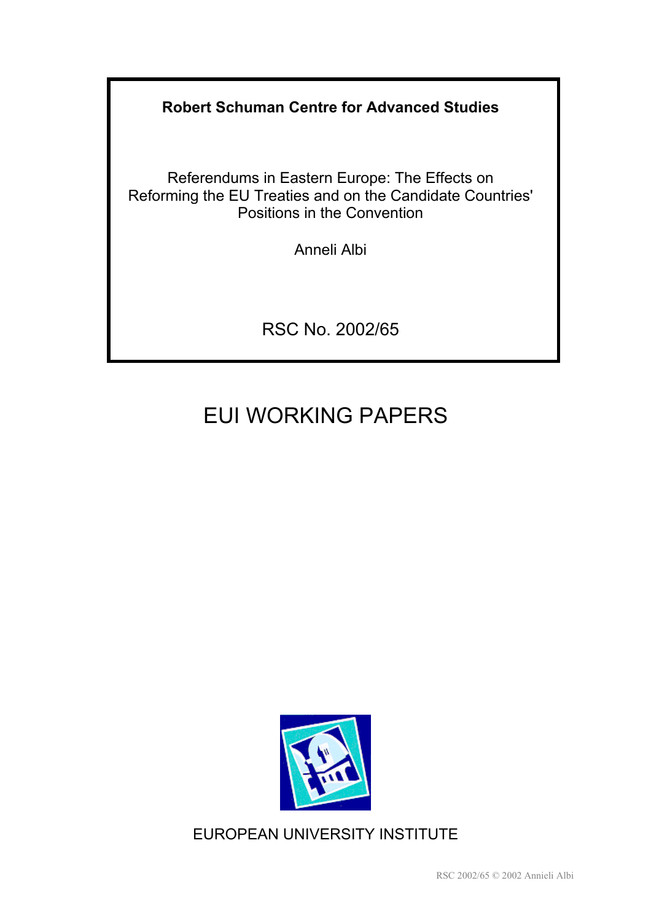**Robert Schuman Centre for Advanced Studies**

# Referendums in Eastern Europe: The Effects on Reforming the EU Treaties and on the Candidate Countries' Positions in the Convention

Anneli Albi

RSC No. 2002/65

## EUI WORKING PAPERS

EUROPEAN UNIVERSITY INSTITUTE

RSC 2002/65 © 2002 Annieli Albi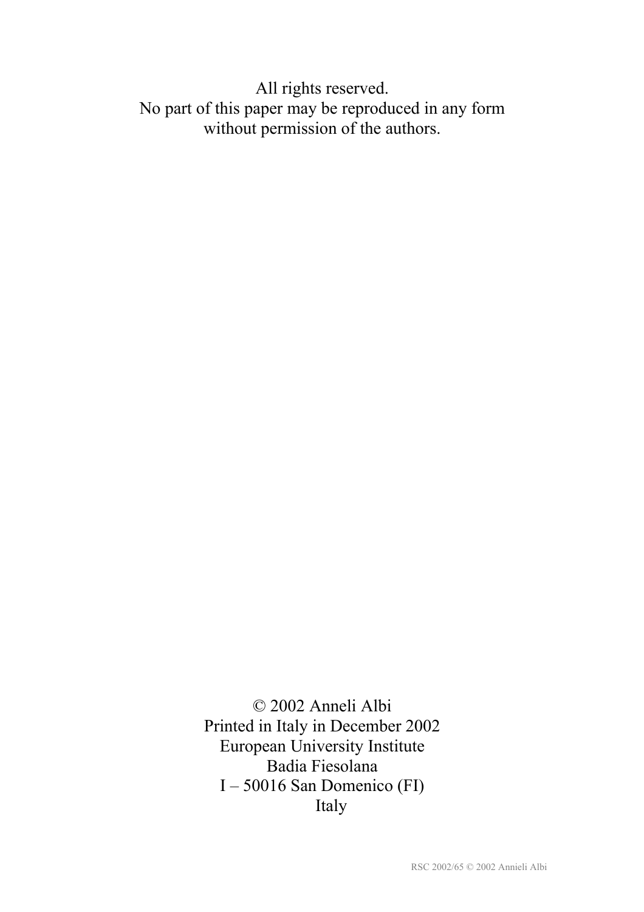All rights reserved.
No part of this paper may be reproduced in any form
without permission of the authors.

© 2002 Anneli Albi
Printed in Italy in December 2002
European University Institute
Badia Fiesolana
I – 50016 San Domenico (FI)
Italy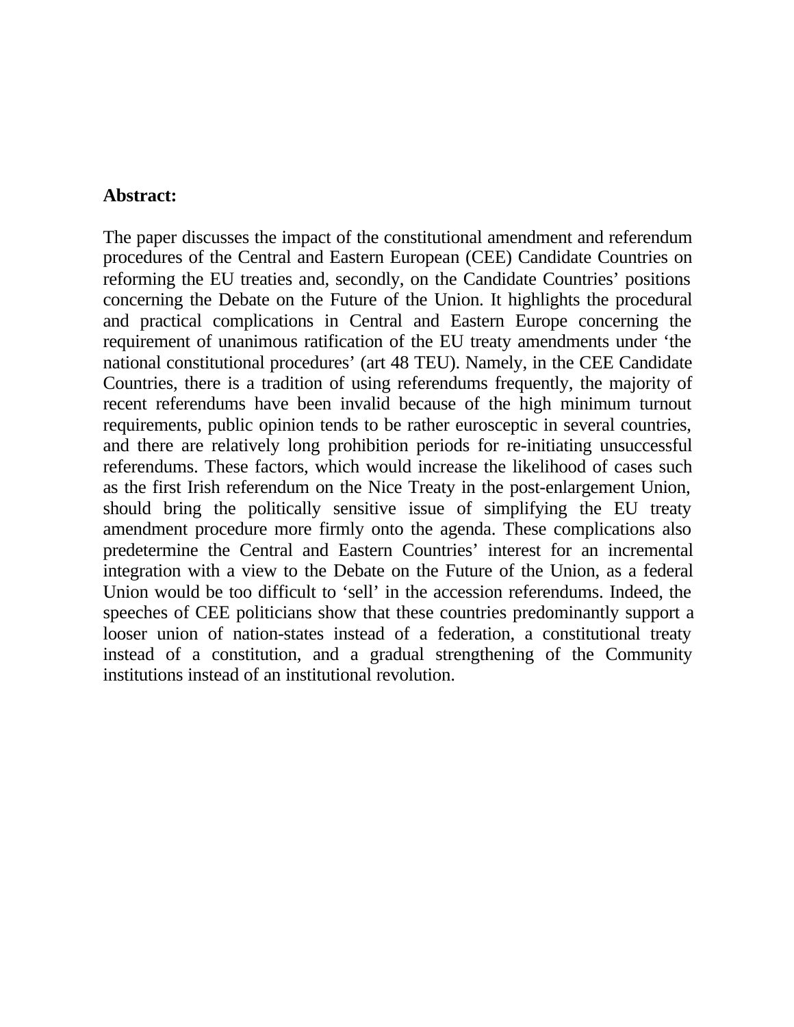**Abstract:**

The paper discusses the impact of the constitutional amendment and referendum procedures of the Central and Eastern European (CEE) Candidate Countries on reforming the EU treaties and, secondly, on the Candidate Countries' positions concerning the Debate on the Future of the Union. It highlights the procedural and practical complications in Central and Eastern Europe concerning the requirement of unanimous ratification of the EU treaty amendments under 'the national constitutional procedures' (art 48 TEU). Namely, in the CEE Candidate Countries, there is a tradition of using referendums frequently, the majority of recent referendums have been invalid because of the high minimum turnout requirements, public opinion tends to be rather eurosceptic in several countries, and there are relatively long prohibition periods for re-initiating unsuccessful referendums. These factors, which would increase the likelihood of cases such as the first Irish referendum on the Nice Treaty in the post-enlargement Union, should bring the politically sensitive issue of simplifying the EU treaty amendment procedure more firmly onto the agenda. These complications also predetermine the Central and Eastern Countries' interest for an incremental integration with a view to the Debate on the Future of the Union, as a federal Union would be too difficult to 'sell' in the accession referendums. Indeed, the speeches of CEE politicians show that these countries predominantly support a looser union of nation-states instead of a federation, a constitutional treaty instead of a constitution, and a gradual strengthening of the Community institutions instead of an institutional revolution.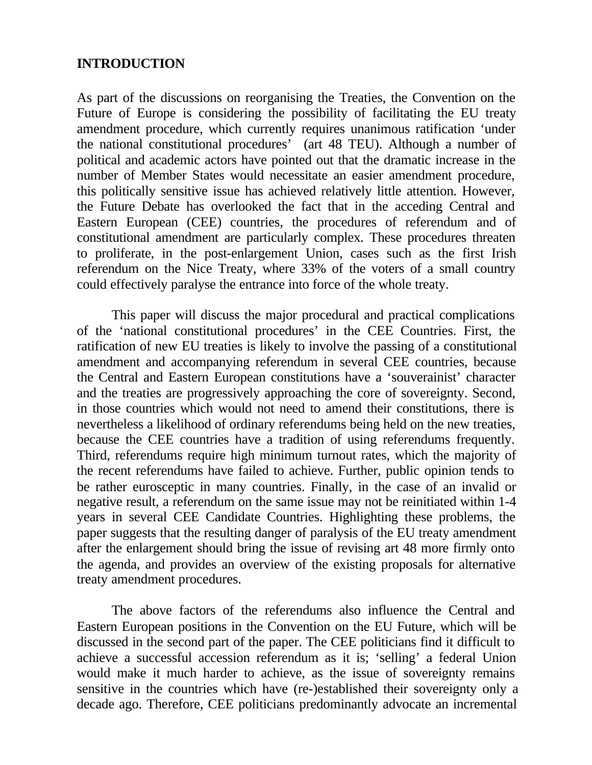## INTRODUCTION

As part of the discussions on reorganising the Treaties, the Convention on the Future of Europe is considering the possibility of facilitating the EU treaty amendment procedure, which currently requires unanimous ratification 'under the national constitutional procedures' (art 48 TEU). Although a number of political and academic actors have pointed out that the dramatic increase in the number of Member States would necessitate an easier amendment procedure, this politically sensitive issue has achieved relatively little attention. However, the Future Debate has overlooked the fact that in the acceding Central and Eastern European (CEE) countries, the procedures of referendum and of constitutional amendment are particularly complex. These procedures threaten to proliferate, in the post-enlargement Union, cases such as the first Irish referendum on the Nice Treaty, where 33% of the voters of a small country could effectively paralyse the entrance into force of the whole treaty.

This paper will discuss the major procedural and practical complications of the 'national constitutional procedures' in the CEE Countries. First, the ratification of new EU treaties is likely to involve the passing of a constitutional amendment and accompanying referendum in several CEE countries, because the Central and Eastern European constitutions have a 'souverainist' character and the treaties are progressively approaching the core of sovereignty. Second, in those countries which would not need to amend their constitutions, there is nevertheless a likelihood of ordinary referendums being held on the new treaties, because the CEE countries have a tradition of using referendums frequently. Third, referendums require high minimum turnout rates, which the majority of the recent referendums have failed to achieve. Further, public opinion tends to be rather eurosceptic in many countries. Finally, in the case of an invalid or negative result, a referendum on the same issue may not be reinitiated within 1-4 years in several CEE Candidate Countries. Highlighting these problems, the paper suggests that the resulting danger of paralysis of the EU treaty amendment after the enlargement should bring the issue of revising art 48 more firmly onto the agenda, and provides an overview of the existing proposals for alternative treaty amendment procedures.

The above factors of the referendums also influence the Central and Eastern European positions in the Convention on the EU Future, which will be discussed in the second part of the paper. The CEE politicians find it difficult to achieve a successful accession referendum as it is; 'selling' a federal Union would make it much harder to achieve, as the issue of sovereignty remains sensitive in the countries which have (re-)established their sovereignty only a decade ago. Therefore, CEE politicians predominantly advocate an incremental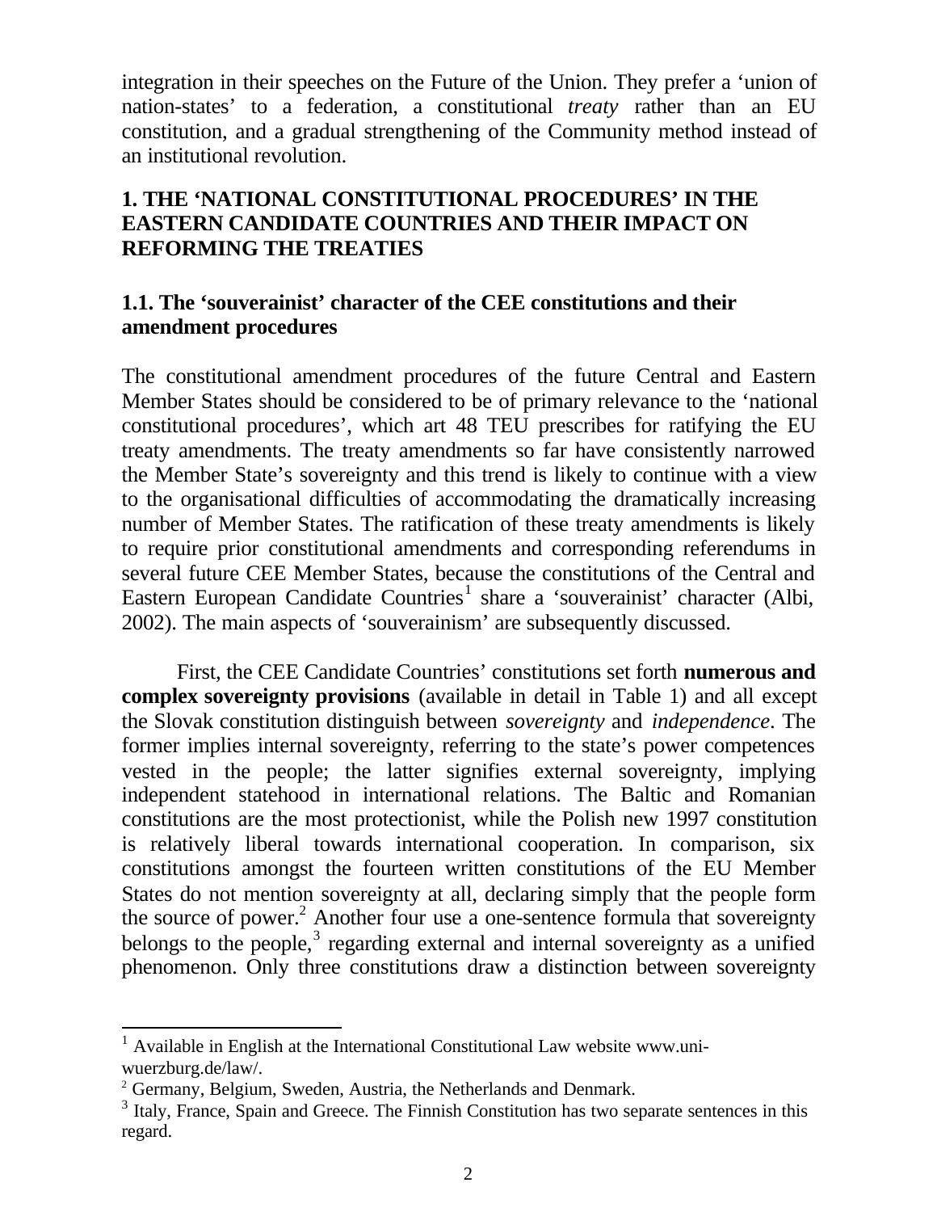integration in their speeches on the Future of the Union. They prefer a 'union of nation-states' to a federation, a constitutional *treaty* rather than an EU constitution, and a gradual strengthening of the Community method instead of an institutional revolution.

## 1. THE 'NATIONAL CONSTITUTIONAL PROCEDURES' IN THE EASTERN CANDIDATE COUNTRIES AND THEIR IMPACT ON REFORMING THE TREATIES

### 1.1. The 'souverainist' character of the CEE constitutions and their amendment procedures

The constitutional amendment procedures of the future Central and Eastern Member States should be considered to be of primary relevance to the 'national constitutional procedures', which art 48 TEU prescribes for ratifying the EU treaty amendments. The treaty amendments so far have consistently narrowed the Member State's sovereignty and this trend is likely to continue with a view to the organisational difficulties of accommodating the dramatically increasing number of Member States. The ratification of these treaty amendments is likely to require prior constitutional amendments and corresponding referendums in several future CEE Member States, because the constitutions of the Central and Eastern European Candidate Countries[1] share a 'souverainist' character (Albi, 2002). The main aspects of 'souverainism' are subsequently discussed.

First, the CEE Candidate Countries' constitutions set forth **numerous and complex sovereignty provisions** (available in detail in Table 1) and all except the Slovak constitution distinguish between *sovereignty* and *independence*. The former implies internal sovereignty, referring to the state's power competences vested in the people; the latter signifies external sovereignty, implying independent statehood in international relations. The Baltic and Romanian constitutions are the most protectionist, while the Polish new 1997 constitution is relatively liberal towards international cooperation. In comparison, six constitutions amongst the fourteen written constitutions of the EU Member States do not mention sovereignty at all, declaring simply that the people form the source of power.[2] Another four use a one-sentence formula that sovereignty belongs to the people,[3] regarding external and internal sovereignty as a unified phenomenon. Only three constitutions draw a distinction between sovereignty

---

[1] Available in English at the International Constitutional Law website www.uni-wuerzburg.de/law/.

[2] Germany, Belgium, Sweden, Austria, the Netherlands and Denmark.

[3] Italy, France, Spain and Greece. The Finnish Constitution has two separate sentences in this regard.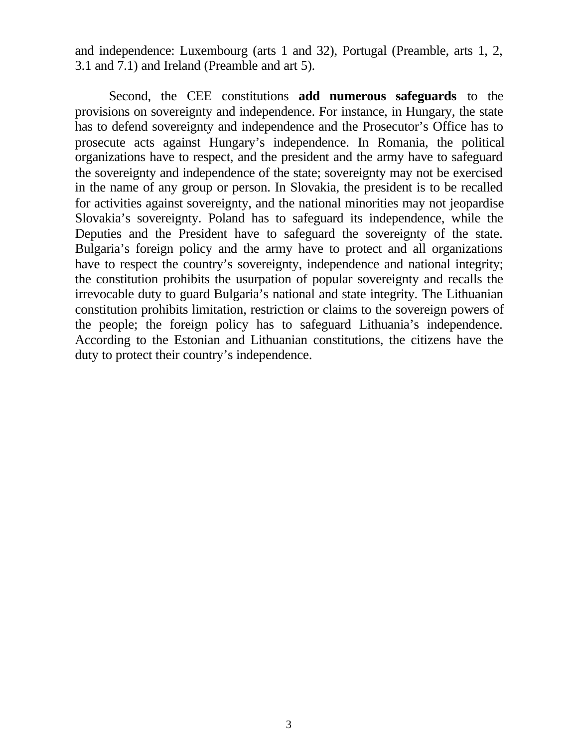and independence: Luxembourg (arts 1 and 32), Portugal (Preamble, arts 1, 2, 3.1 and 7.1) and Ireland (Preamble and art 5).

Second, the CEE constitutions **add numerous safeguards** to the provisions on sovereignty and independence. For instance, in Hungary, the state has to defend sovereignty and independence and the Prosecutor's Office has to prosecute acts against Hungary's independence. In Romania, the political organizations have to respect, and the president and the army have to safeguard the sovereignty and independence of the state; sovereignty may not be exercised in the name of any group or person. In Slovakia, the president is to be recalled for activities against sovereignty, and the national minorities may not jeopardise Slovakia's sovereignty. Poland has to safeguard its independence, while the Deputies and the President have to safeguard the sovereignty of the state. Bulgaria's foreign policy and the army have to protect and all organizations have to respect the country's sovereignty, independence and national integrity; the constitution prohibits the usurpation of popular sovereignty and recalls the irrevocable duty to guard Bulgaria's national and state integrity. The Lithuanian constitution prohibits limitation, restriction or claims to the sovereign powers of the people; the foreign policy has to safeguard Lithuania's independence. According to the Estonian and Lithuanian constitutions, the citizens have the duty to protect their country's independence.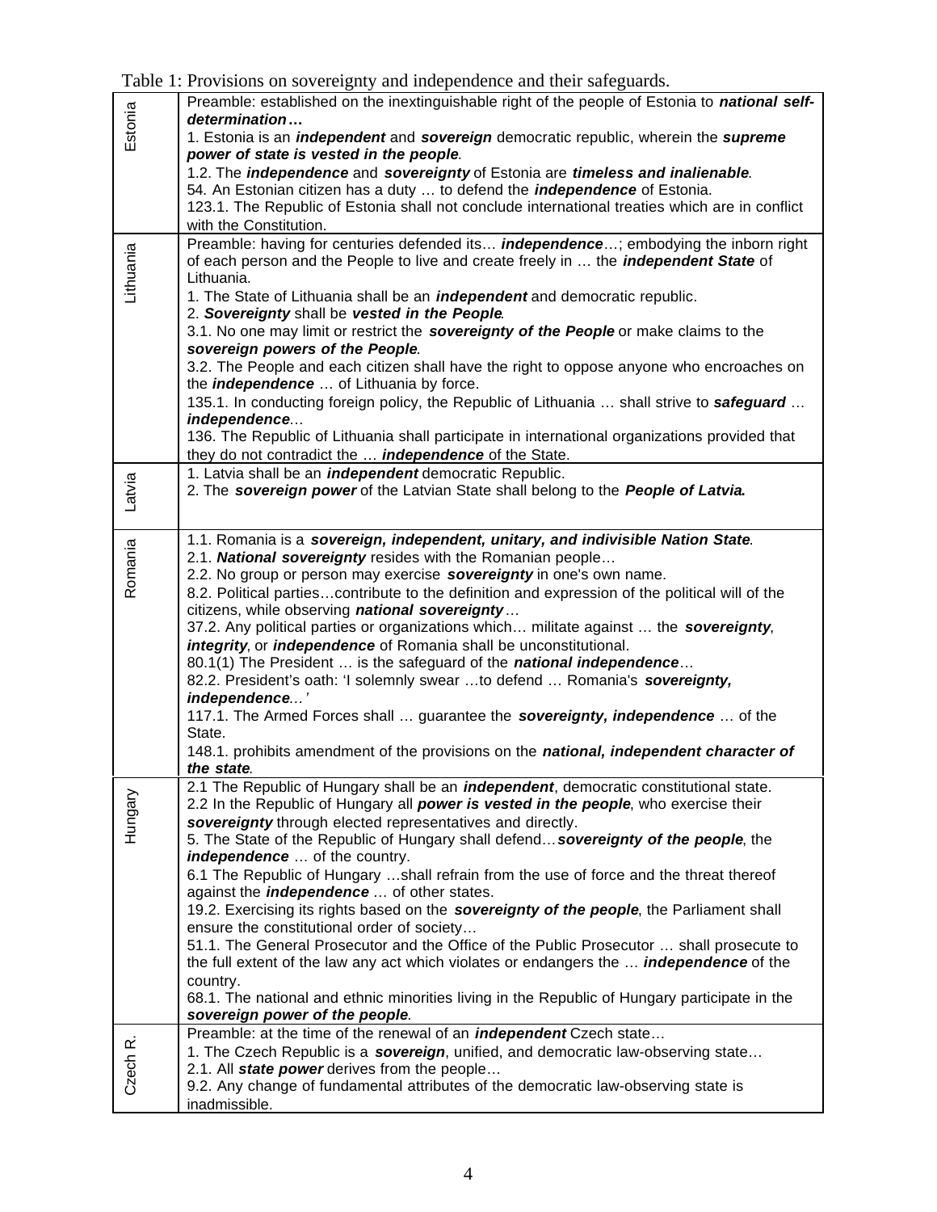Table 1: Provisions on sovereignty and independence and their safeguards.

| | |
|---|---|
| Estonia | Preamble: established on the inextinguishable right of the people of Estonia to ***national self-determination…***<br>1. Estonia is an ***independent*** and ***sovereign*** democratic republic, wherein the ***supreme power of state is vested in the people***.<br>1.2. The ***independence*** and ***sovereignty*** of Estonia are ***timeless and inalienable***.<br>54. An Estonian citizen has a duty … to defend the ***independence*** of Estonia.<br>123.1. The Republic of Estonia shall not conclude international treaties which are in conflict with the Constitution. |
| Lithuania | Preamble: having for centuries defended its… ***independence***…; embodying the inborn right of each person and the People to live and create freely in … the ***independent State*** of Lithuania.<br>1. The State of Lithuania shall be an ***independent*** and democratic republic.<br>2. ***Sovereignty*** shall be ***vested in the People***.<br>3.1. No one may limit or restrict the ***sovereignty of the People*** or make claims to the ***sovereign powers of the People***.<br>3.2. The People and each citizen shall have the right to oppose anyone who encroaches on the ***independence*** … of Lithuania by force.<br>135.1. In conducting foreign policy, the Republic of Lithuania … shall strive to ***safeguard*** … ***independence***…<br>136. The Republic of Lithuania shall participate in international organizations provided that they do not contradict the … ***independence*** of the State. |
| Latvia | 1. Latvia shall be an ***independent*** democratic Republic.<br>2. The ***sovereign power*** of the Latvian State shall belong to the ***People of Latvia.*** |
| Romania | 1.1. Romania is a ***sovereign, independent, unitary, and indivisible Nation State***.<br>2.1. ***National sovereignty*** resides with the Romanian people…<br>2.2. No group or person may exercise ***sovereignty*** in one's own name.<br>8.2. Political parties…contribute to the definition and expression of the political will of the citizens, while observing ***national sovereignty***…<br>37.2. Any political parties or organizations which… militate against … the ***sovereignty***, ***integrity***, or ***independence*** of Romania shall be unconstitutional.<br>80.1(1) The President … is the safeguard of the ***national independence***…<br>82.2. President's oath: 'I solemnly swear …to defend … Romania's ***sovereignty, independence***…'<br>117.1. The Armed Forces shall … guarantee the ***sovereignty, independence*** … of the State.<br>148.1. prohibits amendment of the provisions on the ***national, independent character of the state***. |
| Hungary | 2.1 The Republic of Hungary shall be an ***independent***, democratic constitutional state.<br>2.2 In the Republic of Hungary all ***power is vested in the people***, who exercise their ***sovereignty*** through elected representatives and directly.<br>5. The State of the Republic of Hungary shall defend…***sovereignty of the people***, the ***independence*** … of the country.<br>6.1 The Republic of Hungary …shall refrain from the use of force and the threat thereof against the ***independence*** … of other states.<br>19.2. Exercising its rights based on the ***sovereignty of the people***, the Parliament shall ensure the constitutional order of society…<br>51.1. The General Prosecutor and the Office of the Public Prosecutor … shall prosecute to the full extent of the law any act which violates or endangers the … ***independence*** of the country.<br>68.1. The national and ethnic minorities living in the Republic of Hungary participate in the ***sovereign power of the people***. |
| Czech R. | Preamble: at the time of the renewal of an ***independent*** Czech state…<br>1. The Czech Republic is a ***sovereign***, unified, and democratic law-observing state…<br>2.1. All ***state power*** derives from the people…<br>9.2. Any change of fundamental attributes of the democratic law-observing state is inadmissible. |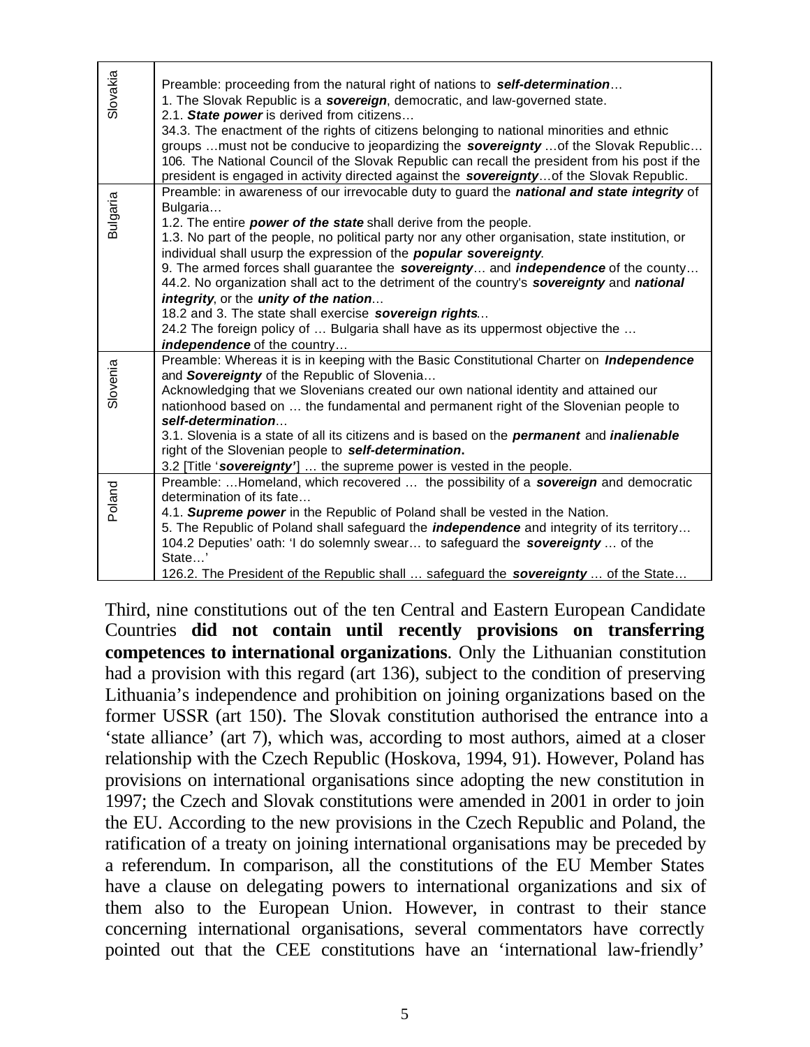| | |
|---|---|
| Slovakia | Preamble: proceeding from the natural right of nations to ***self-determination***… <br> 1. The Slovak Republic is a ***sovereign***, democratic, and law-governed state. <br> 2.1. ***State power*** is derived from citizens… <br> 34.3. The enactment of the rights of citizens belonging to national minorities and ethnic groups …must not be conducive to jeopardizing the ***sovereignty*** …of the Slovak Republic… <br> 106. The National Council of the Slovak Republic can recall the president from his post if the president is engaged in activity directed against the ***sovereignty***…of the Slovak Republic. |
| Bulgaria | Preamble: in awareness of our irrevocable duty to guard the ***national and state integrity*** of Bulgaria… <br> 1.2. The entire ***power of the state*** shall derive from the people. <br> 1.3. No part of the people, no political party nor any other organisation, state institution, or individual shall usurp the expression of the ***popular sovereignty***. <br> 9. The armed forces shall guarantee the ***sovereignty***… and ***independence*** of the county… <br> 44.2. No organization shall act to the detriment of the country's ***sovereignty*** and ***national integrity***, or the ***unity of the nation***… <br> 18.2 and 3. The state shall exercise ***sovereign rights***… <br> 24.2 The foreign policy of … Bulgaria shall have as its uppermost objective the … ***independence*** of the country… |
| Slovenia | Preamble: Whereas it is in keeping with the Basic Constitutional Charter on ***Independence*** and ***Sovereignty*** of the Republic of Slovenia… <br> Acknowledging that we Slovenians created our own national identity and attained our nationhood based on … the fundamental and permanent right of the Slovenian people to ***self-determination***… <br> 3.1. Slovenia is a state of all its citizens and is based on the ***permanent*** and ***inalienable*** right of the Slovenian people to ***self-determination***. <br> 3.2 [Title '***sovereignty'***] … the supreme power is vested in the people. |
| Poland | Preamble: …Homeland, which recovered … the possibility of a ***sovereign*** and democratic determination of its fate… <br> 4.1. ***Supreme power*** in the Republic of Poland shall be vested in the Nation. <br> 5. The Republic of Poland shall safeguard the ***independence*** and integrity of its territory… <br> 104.2 Deputies' oath: 'I do solemnly swear… to safeguard the ***sovereignty*** … of the State…' <br> 126.2. The President of the Republic shall … safeguard the ***sovereignty*** … of the State… |

Third, nine constitutions out of the ten Central and Eastern European Candidate Countries **did not contain until recently provisions on transferring competences to international organizations**. Only the Lithuanian constitution had a provision with this regard (art 136), subject to the condition of preserving Lithuania's independence and prohibition on joining organizations based on the former USSR (art 150). The Slovak constitution authorised the entrance into a 'state alliance' (art 7), which was, according to most authors, aimed at a closer relationship with the Czech Republic (Hoskova, 1994, 91). However, Poland has provisions on international organisations since adopting the new constitution in 1997; the Czech and Slovak constitutions were amended in 2001 in order to join the EU. According to the new provisions in the Czech Republic and Poland, the ratification of a treaty on joining international organisations may be preceded by a referendum. In comparison, all the constitutions of the EU Member States have a clause on delegating powers to international organizations and six of them also to the European Union. However, in contrast to their stance concerning international organisations, several commentators have correctly pointed out that the CEE constitutions have an 'international law-friendly'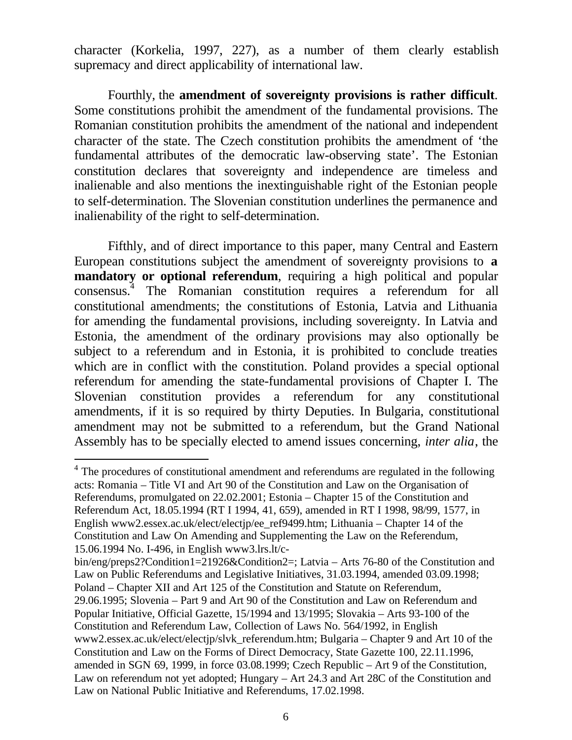character (Korkelia, 1997, 227), as a number of them clearly establish supremacy and direct applicability of international law.

Fourthly, the **amendment of sovereignty provisions is rather difficult**. Some constitutions prohibit the amendment of the fundamental provisions. The Romanian constitution prohibits the amendment of the national and independent character of the state. The Czech constitution prohibits the amendment of 'the fundamental attributes of the democratic law-observing state'. The Estonian constitution declares that sovereignty and independence are timeless and inalienable and also mentions the inextinguishable right of the Estonian people to self-determination. The Slovenian constitution underlines the permanence and inalienability of the right to self-determination.

Fifthly, and of direct importance to this paper, many Central and Eastern European constitutions subject the amendment of sovereignty provisions to **a mandatory or optional referendum**, requiring a high political and popular consensus.[4] The Romanian constitution requires a referendum for all constitutional amendments; the constitutions of Estonia, Latvia and Lithuania for amending the fundamental provisions, including sovereignty. In Latvia and Estonia, the amendment of the ordinary provisions may also optionally be subject to a referendum and in Estonia, it is prohibited to conclude treaties which are in conflict with the constitution. Poland provides a special optional referendum for amending the state-fundamental provisions of Chapter I. The Slovenian constitution provides a referendum for any constitutional amendments, if it is so required by thirty Deputies. In Bulgaria, constitutional amendment may not be submitted to a referendum, but the Grand National Assembly has to be specially elected to amend issues concerning, *inter alia*, the

---

[4] The procedures of constitutional amendment and referendums are regulated in the following acts: Romania – Title VI and Art 90 of the Constitution and Law on the Organisation of Referendums, promulgated on 22.02.2001; Estonia – Chapter 15 of the Constitution and Referendum Act, 18.05.1994 (RT I 1994, 41, 659), amended in RT I 1998, 98/99, 1577, in English www2.essex.ac.uk/elect/electjp/ee_ref9499.htm; Lithuania – Chapter 14 of the Constitution and Law On Amending and Supplementing the Law on the Referendum, 15.06.1994 No. I-496, in English www3.lrs.lt/c-bin/eng/preps2?Condition1=21926&Condition2=; Latvia – Arts 76-80 of the Constitution and Law on Public Referendums and Legislative Initiatives, 31.03.1994, amended 03.09.1998; Poland – Chapter XII and Art 125 of the Constitution and Statute on Referendum, 29.06.1995; Slovenia – Part 9 and Art 90 of the Constitution and Law on Referendum and Popular Initiative, Official Gazette, 15/1994 and 13/1995; Slovakia – Arts 93-100 of the Constitution and Referendum Law, Collection of Laws No. 564/1992, in English www2.essex.ac.uk/elect/electjp/slvk_referendum.htm; Bulgaria – Chapter 9 and Art 10 of the Constitution and Law on the Forms of Direct Democracy, State Gazette 100, 22.11.1996, amended in SGN 69, 1999, in force 03.08.1999; Czech Republic – Art 9 of the Constitution, Law on referendum not yet adopted; Hungary – Art 24.3 and Art 28C of the Constitution and Law on National Public Initiative and Referendums, 17.02.1998.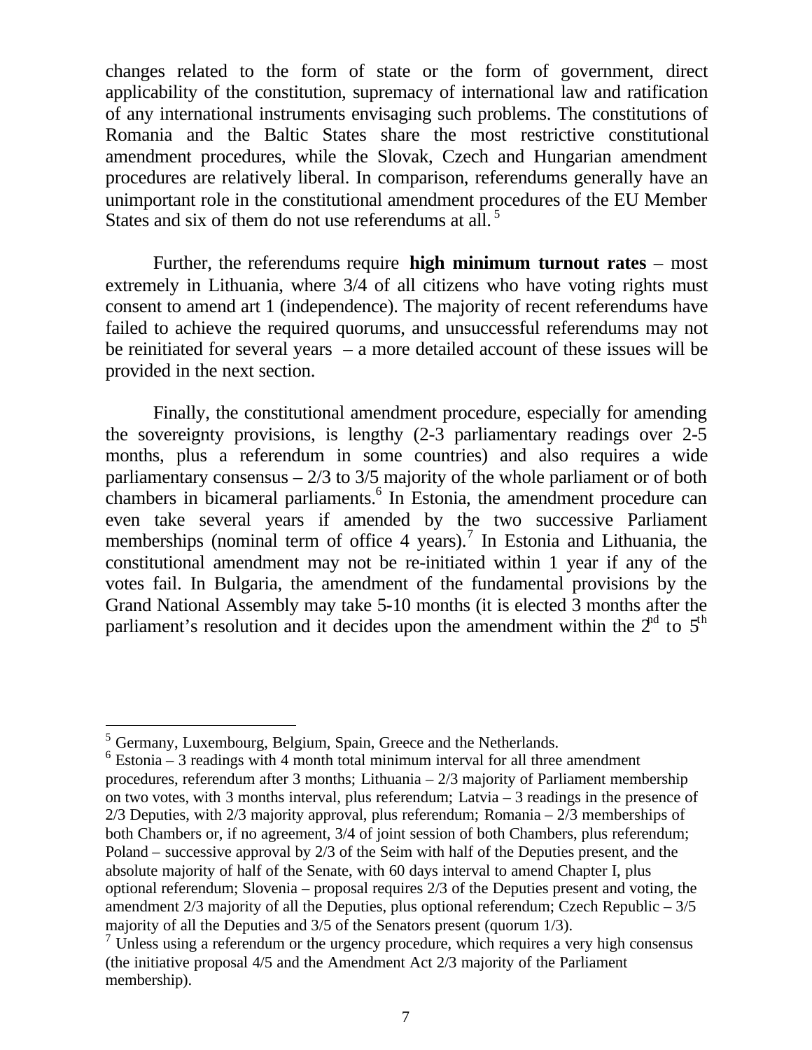changes related to the form of state or the form of government, direct applicability of the constitution, supremacy of international law and ratification of any international instruments envisaging such problems. The constitutions of Romania and the Baltic States share the most restrictive constitutional amendment procedures, while the Slovak, Czech and Hungarian amendment procedures are relatively liberal. In comparison, referendums generally have an unimportant role in the constitutional amendment procedures of the EU Member States and six of them do not use referendums at all.[5]

Further, the referendums require **high minimum turnout rates** – most extremely in Lithuania, where 3/4 of all citizens who have voting rights must consent to amend art 1 (independence). The majority of recent referendums have failed to achieve the required quorums, and unsuccessful referendums may not be reinitiated for several years – a more detailed account of these issues will be provided in the next section.

Finally, the constitutional amendment procedure, especially for amending the sovereignty provisions, is lengthy (2-3 parliamentary readings over 2-5 months, plus a referendum in some countries) and also requires a wide parliamentary consensus – 2/3 to 3/5 majority of the whole parliament or of both chambers in bicameral parliaments.[6] In Estonia, the amendment procedure can even take several years if amended by the two successive Parliament memberships (nominal term of office 4 years).[7] In Estonia and Lithuania, the constitutional amendment may not be re-initiated within 1 year if any of the votes fail. In Bulgaria, the amendment of the fundamental provisions by the Grand National Assembly may take 5-10 months (it is elected 3 months after the parliament's resolution and it decides upon the amendment within the 2nd to 5th

---

[5] Germany, Luxembourg, Belgium, Spain, Greece and the Netherlands.

[6] Estonia – 3 readings with 4 month total minimum interval for all three amendment procedures, referendum after 3 months; Lithuania – 2/3 majority of Parliament membership on two votes, with 3 months interval, plus referendum; Latvia – 3 readings in the presence of 2/3 Deputies, with 2/3 majority approval, plus referendum; Romania – 2/3 memberships of both Chambers or, if no agreement, 3/4 of joint session of both Chambers, plus referendum; Poland – successive approval by 2/3 of the Seim with half of the Deputies present, and the absolute majority of half of the Senate, with 60 days interval to amend Chapter I, plus optional referendum; Slovenia – proposal requires 2/3 of the Deputies present and voting, the amendment 2/3 majority of all the Deputies, plus optional referendum; Czech Republic – 3/5 majority of all the Deputies and 3/5 of the Senators present (quorum 1/3).

[7] Unless using a referendum or the urgency procedure, which requires a very high consensus (the initiative proposal 4/5 and the Amendment Act 2/3 majority of the Parliament membership).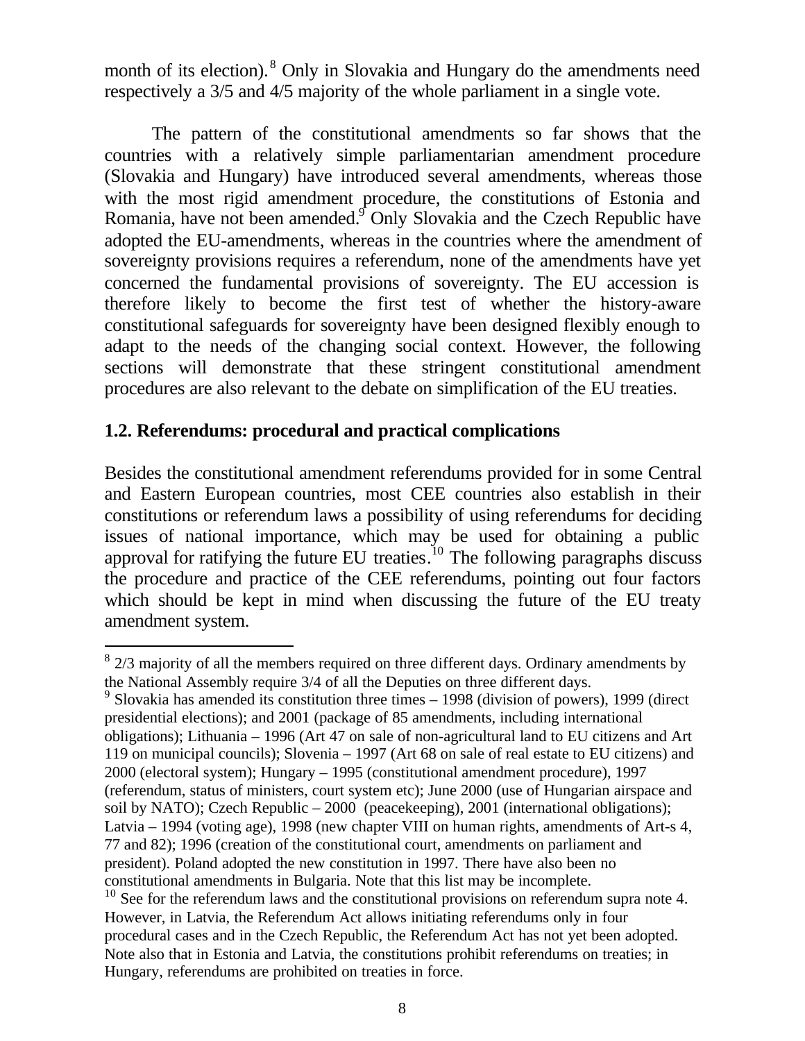month of its election).[8] Only in Slovakia and Hungary do the amendments need respectively a 3/5 and 4/5 majority of the whole parliament in a single vote.

The pattern of the constitutional amendments so far shows that the countries with a relatively simple parliamentarian amendment procedure (Slovakia and Hungary) have introduced several amendments, whereas those with the most rigid amendment procedure, the constitutions of Estonia and Romania, have not been amended.[9] Only Slovakia and the Czech Republic have adopted the EU-amendments, whereas in the countries where the amendment of sovereignty provisions requires a referendum, none of the amendments have yet concerned the fundamental provisions of sovereignty. The EU accession is therefore likely to become the first test of whether the history-aware constitutional safeguards for sovereignty have been designed flexibly enough to adapt to the needs of the changing social context. However, the following sections will demonstrate that these stringent constitutional amendment procedures are also relevant to the debate on simplification of the EU treaties.

## 1.2. Referendums: procedural and practical complications

Besides the constitutional amendment referendums provided for in some Central and Eastern European countries, most CEE countries also establish in their constitutions or referendum laws a possibility of using referendums for deciding issues of national importance, which may be used for obtaining a public approval for ratifying the future EU treaties.[10] The following paragraphs discuss the procedure and practice of the CEE referendums, pointing out four factors which should be kept in mind when discussing the future of the EU treaty amendment system.

---

[8] 2/3 majority of all the members required on three different days. Ordinary amendments by the National Assembly require 3/4 of all the Deputies on three different days.

[9] Slovakia has amended its constitution three times – 1998 (division of powers), 1999 (direct presidential elections); and 2001 (package of 85 amendments, including international obligations); Lithuania – 1996 (Art 47 on sale of non-agricultural land to EU citizens and Art 119 on municipal councils); Slovenia – 1997 (Art 68 on sale of real estate to EU citizens) and 2000 (electoral system); Hungary – 1995 (constitutional amendment procedure), 1997 (referendum, status of ministers, court system etc); June 2000 (use of Hungarian airspace and soil by NATO); Czech Republic – 2000 (peacekeeping), 2001 (international obligations); Latvia – 1994 (voting age), 1998 (new chapter VIII on human rights, amendments of Art-s 4, 77 and 82); 1996 (creation of the constitutional court, amendments on parliament and president). Poland adopted the new constitution in 1997. There have also been no constitutional amendments in Bulgaria. Note that this list may be incomplete.

[10] See for the referendum laws and the constitutional provisions on referendum supra note 4. However, in Latvia, the Referendum Act allows initiating referendums only in four procedural cases and in the Czech Republic, the Referendum Act has not yet been adopted. Note also that in Estonia and Latvia, the constitutions prohibit referendums on treaties; in Hungary, referendums are prohibited on treaties in force.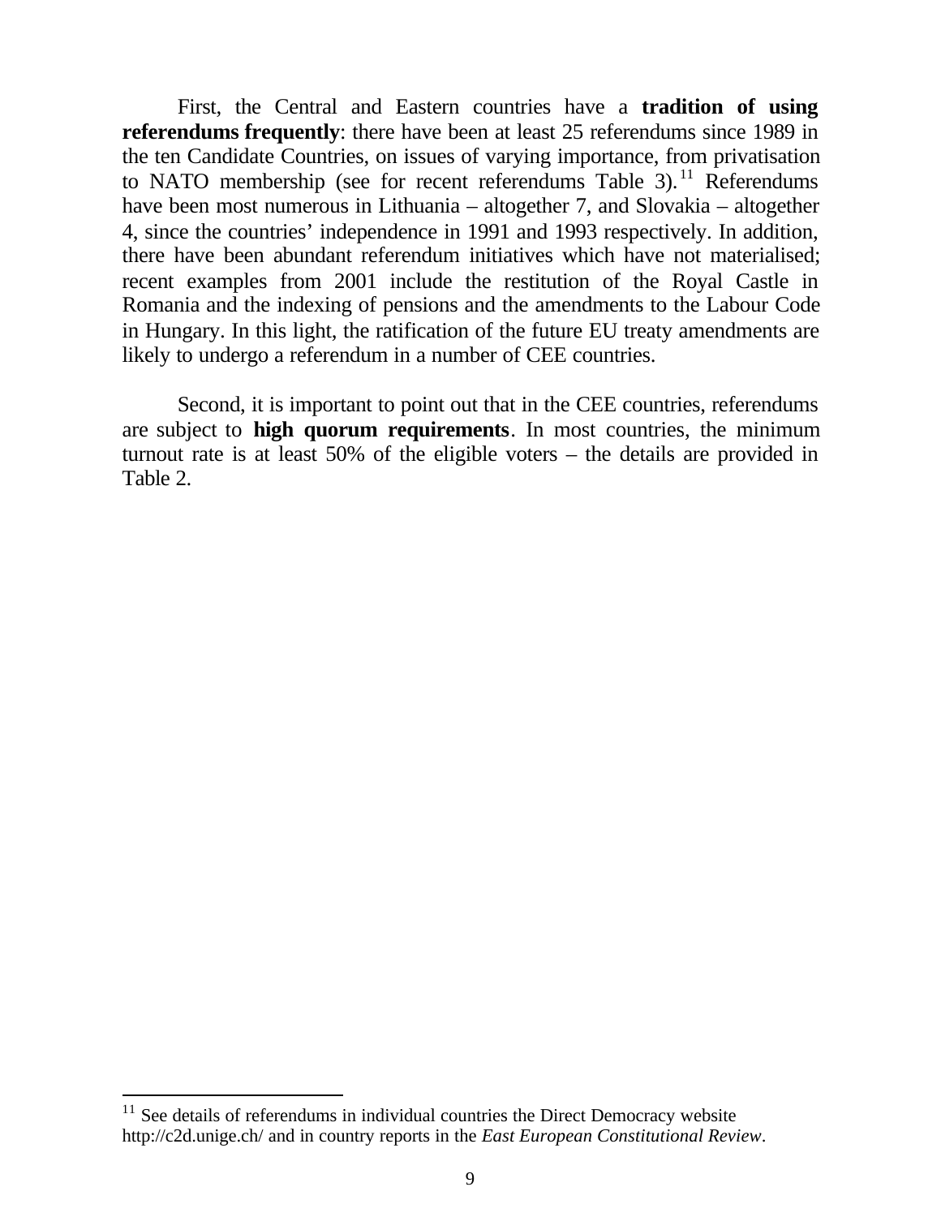First, the Central and Eastern countries have a **tradition of using referendums frequently**: there have been at least 25 referendums since 1989 in the ten Candidate Countries, on issues of varying importance, from privatisation to NATO membership (see for recent referendums Table 3).[11] Referendums have been most numerous in Lithuania – altogether 7, and Slovakia – altogether 4, since the countries' independence in 1991 and 1993 respectively. In addition, there have been abundant referendum initiatives which have not materialised; recent examples from 2001 include the restitution of the Royal Castle in Romania and the indexing of pensions and the amendments to the Labour Code in Hungary. In this light, the ratification of the future EU treaty amendments are likely to undergo a referendum in a number of CEE countries.

Second, it is important to point out that in the CEE countries, referendums are subject to **high quorum requirements**. In most countries, the minimum turnout rate is at least 50% of the eligible voters – the details are provided in Table 2.

---

[11] See details of referendums in individual countries the Direct Democracy website http://c2d.unige.ch/ and in country reports in the *East European Constitutional Review*.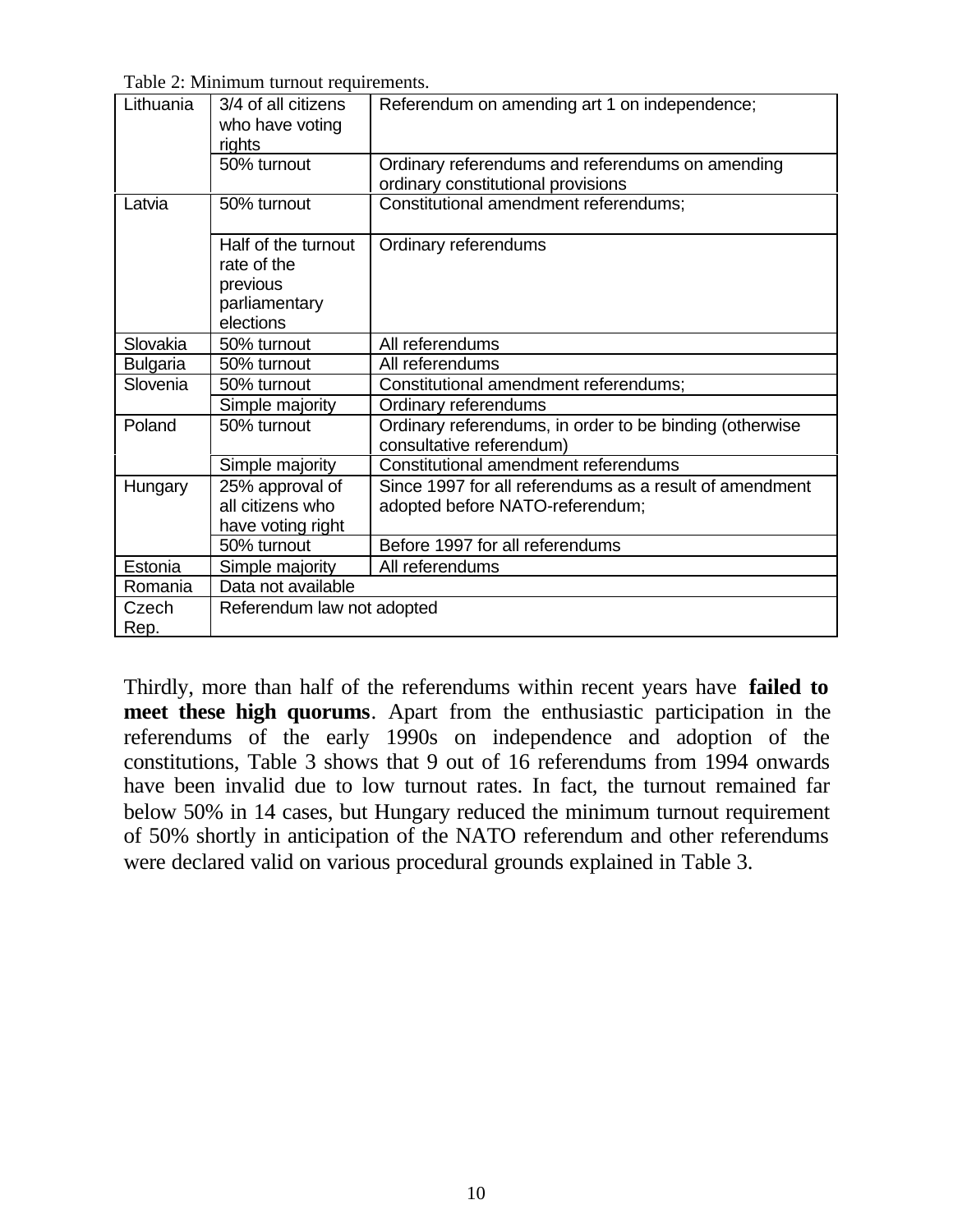Table 2: Minimum turnout requirements.

| | | |
|---|---|---|
| Lithuania | 3/4 of all citizens who have voting rights | Referendum on amending art 1 on independence; |
| | 50% turnout | Ordinary referendums and referendums on amending ordinary constitutional provisions |
| Latvia | 50% turnout | Constitutional amendment referendums; |
| | Half of the turnout rate of the previous parliamentary elections | Ordinary referendums |
| Slovakia | 50% turnout | All referendums |
| Bulgaria | 50% turnout | All referendums |
| Slovenia | 50% turnout | Constitutional amendment referendums; |
| | Simple majority | Ordinary referendums |
| Poland | 50% turnout | Ordinary referendums, in order to be binding (otherwise consultative referendum) |
| | Simple majority | Constitutional amendment referendums |
| Hungary | 25% approval of all citizens who have voting right | Since 1997 for all referendums as a result of amendment adopted before NATO-referendum; |
| | 50% turnout | Before 1997 for all referendums |
| Estonia | Simple majority | All referendums |
| Romania | Data not available | |
| Czech Rep. | Referendum law not adopted | |

Thirdly, more than half of the referendums within recent years have **failed to meet these high quorums**. Apart from the enthusiastic participation in the referendums of the early 1990s on independence and adoption of the constitutions, Table 3 shows that 9 out of 16 referendums from 1994 onwards have been invalid due to low turnout rates. In fact, the turnout remained far below 50% in 14 cases, but Hungary reduced the minimum turnout requirement of 50% shortly in anticipation of the NATO referendum and other referendums were declared valid on various procedural grounds explained in Table 3.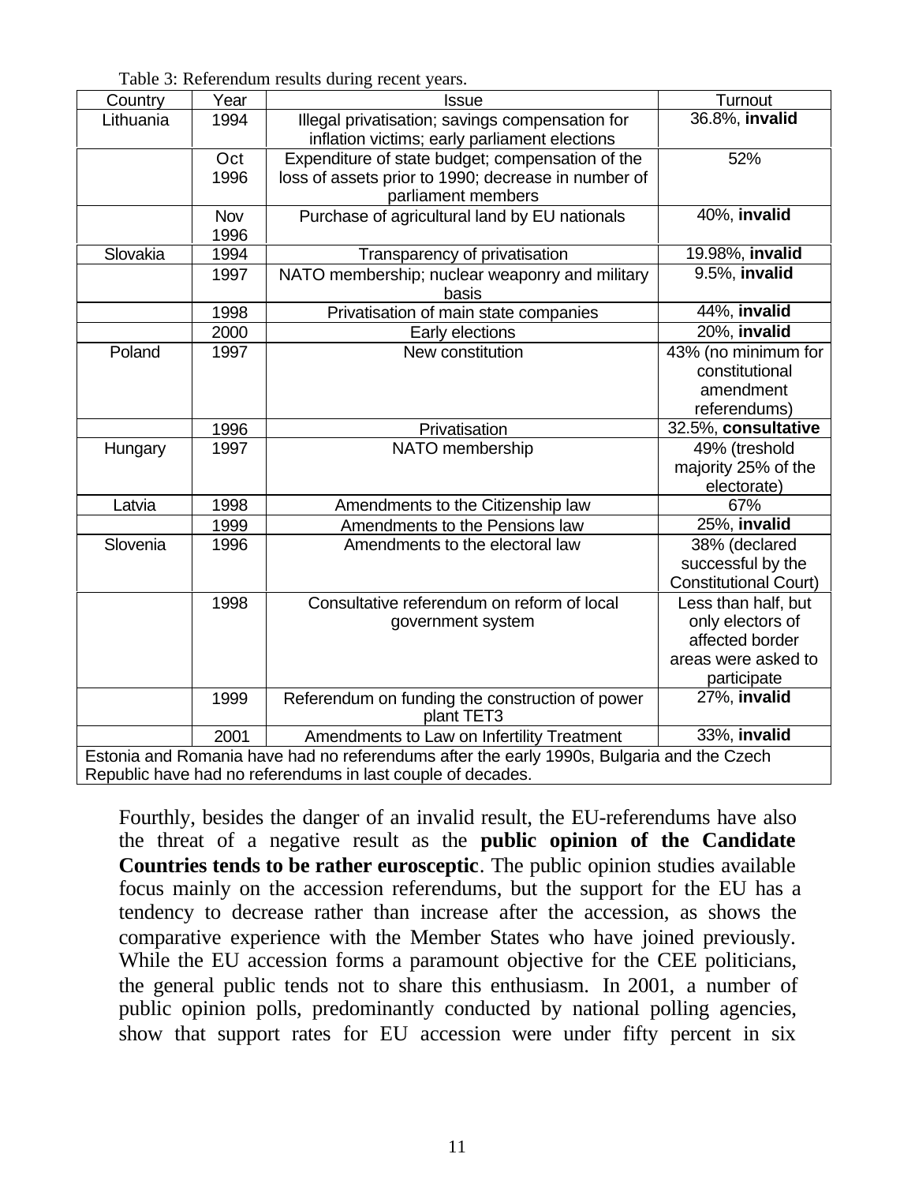Table 3: Referendum results during recent years.

| Country | Year | Issue | Turnout |
|---|---|---|---|
| Lithuania | 1994 | Illegal privatisation; savings compensation for inflation victims; early parliament elections | 36.8%, **invalid** |
| | Oct 1996 | Expenditure of state budget; compensation of the loss of assets prior to 1990; decrease in number of parliament members | 52% |
| | Nov 1996 | Purchase of agricultural land by EU nationals | 40%, **invalid** |
| Slovakia | 1994 | Transparency of privatisation | 19.98%, **invalid** |
| | 1997 | NATO membership; nuclear weaponry and military basis | 9.5%, **invalid** |
| | 1998 | Privatisation of main state companies | 44%, **invalid** |
| | 2000 | Early elections | 20%, **invalid** |
| Poland | 1997 | New constitution | 43% (no minimum for constitutional amendment referendums) |
| | 1996 | Privatisation | 32.5%, **consultative** |
| Hungary | 1997 | NATO membership | 49% (treshold majority 25% of the electorate) |
| Latvia | 1998 | Amendments to the Citizenship law | 67% |
| | 1999 | Amendments to the Pensions law | 25%, **invalid** |
| Slovenia | 1996 | Amendments to the electoral law | 38% (declared successful by the Constitutional Court) |
| | 1998 | Consultative referendum on reform of local government system | Less than half, but only electors of affected border areas were asked to participate |
| | 1999 | Referendum on funding the construction of power plant TET3 | 27%, **invalid** |
| | 2001 | Amendments to Law on Infertility Treatment | 33%, **invalid** |
| Estonia and Romania have had no referendums after the early 1990s, Bulgaria and the Czech Republic have had no referendums in last couple of decades. | | | |

Fourthly, besides the danger of an invalid result, the EU-referendums have also the threat of a negative result as the **public opinion of the Candidate Countries tends to be rather eurosceptic**. The public opinion studies available focus mainly on the accession referendums, but the support for the EU has a tendency to decrease rather than increase after the accession, as shows the comparative experience with the Member States who have joined previously. While the EU accession forms a paramount objective for the CEE politicians, the general public tends not to share this enthusiasm. In 2001, a number of public opinion polls, predominantly conducted by national polling agencies, show that support rates for EU accession were under fifty percent in six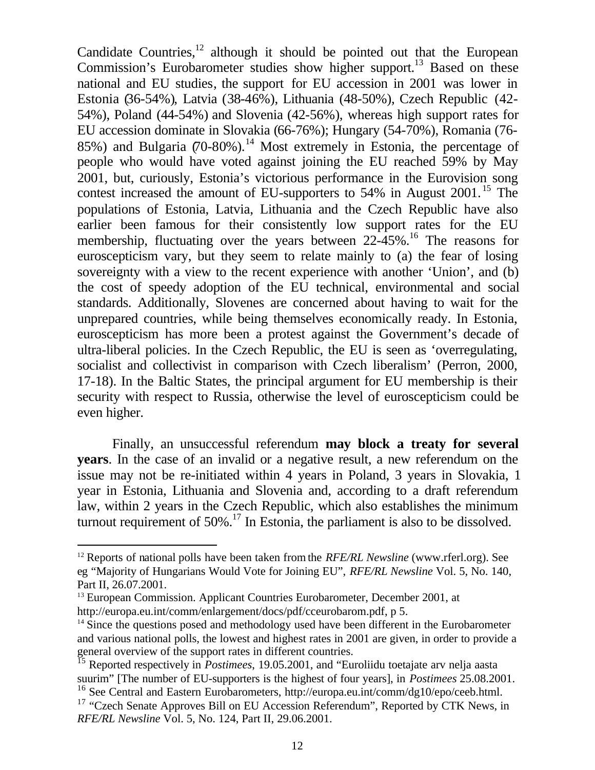Candidate Countries,[12] although it should be pointed out that the European Commission's Eurobarometer studies show higher support.[13] Based on these national and EU studies, the support for EU accession in 2001 was lower in Estonia (36-54%), Latvia (38-46%), Lithuania (48-50%), Czech Republic (42-54%), Poland (44-54%) and Slovenia (42-56%), whereas high support rates for EU accession dominate in Slovakia (66-76%); Hungary (54-70%), Romania (76-85%) and Bulgaria (70-80%).[14] Most extremely in Estonia, the percentage of people who would have voted against joining the EU reached 59% by May 2001, but, curiously, Estonia's victorious performance in the Eurovision song contest increased the amount of EU-supporters to 54% in August 2001.[15] The populations of Estonia, Latvia, Lithuania and the Czech Republic have also earlier been famous for their consistently low support rates for the EU membership, fluctuating over the years between 22-45%.[16] The reasons for euroscepticism vary, but they seem to relate mainly to (a) the fear of losing sovereignty with a view to the recent experience with another 'Union', and (b) the cost of speedy adoption of the EU technical, environmental and social standards. Additionally, Slovenes are concerned about having to wait for the unprepared countries, while being themselves economically ready. In Estonia, euroscepticism has more been a protest against the Government's decade of ultra-liberal policies. In the Czech Republic, the EU is seen as 'overregulating, socialist and collectivist in comparison with Czech liberalism' (Perron, 2000, 17-18). In the Baltic States, the principal argument for EU membership is their security with respect to Russia, otherwise the level of euroscepticism could be even higher.

Finally, an unsuccessful referendum **may block a treaty for several years**. In the case of an invalid or a negative result, a new referendum on the issue may not be re-initiated within 4 years in Poland, 3 years in Slovakia, 1 year in Estonia, Lithuania and Slovenia and, according to a draft referendum law, within 2 years in the Czech Republic, which also establishes the minimum turnout requirement of 50%.[17] In Estonia, the parliament is also to be dissolved.

---

[12] Reports of national polls have been taken from the *RFE/RL Newsline* (www.rferl.org). See eg "Majority of Hungarians Would Vote for Joining EU", *RFE/RL Newsline* Vol. 5, No. 140, Part II, 26.07.2001.

[13] European Commission. Applicant Countries Eurobarometer, December 2001, at http://europa.eu.int/comm/enlargement/docs/pdf/cceurobarom.pdf, p 5.

[14] Since the questions posed and methodology used have been different in the Eurobarometer and various national polls, the lowest and highest rates in 2001 are given, in order to provide a general overview of the support rates in different countries.

[15] Reported respectively in *Postimees*, 19.05.2001, and "Euroliidu toetajate arv nelja aasta suurim" [The number of EU-supporters is the highest of four years], in *Postimees* 25.08.2001.

[16] See Central and Eastern Eurobarometers, http://europa.eu.int/comm/dg10/epo/ceeb.html.

[17] "Czech Senate Approves Bill on EU Accession Referendum", Reported by CTK News, in *RFE/RL Newsline* Vol. 5, No. 124, Part II, 29.06.2001.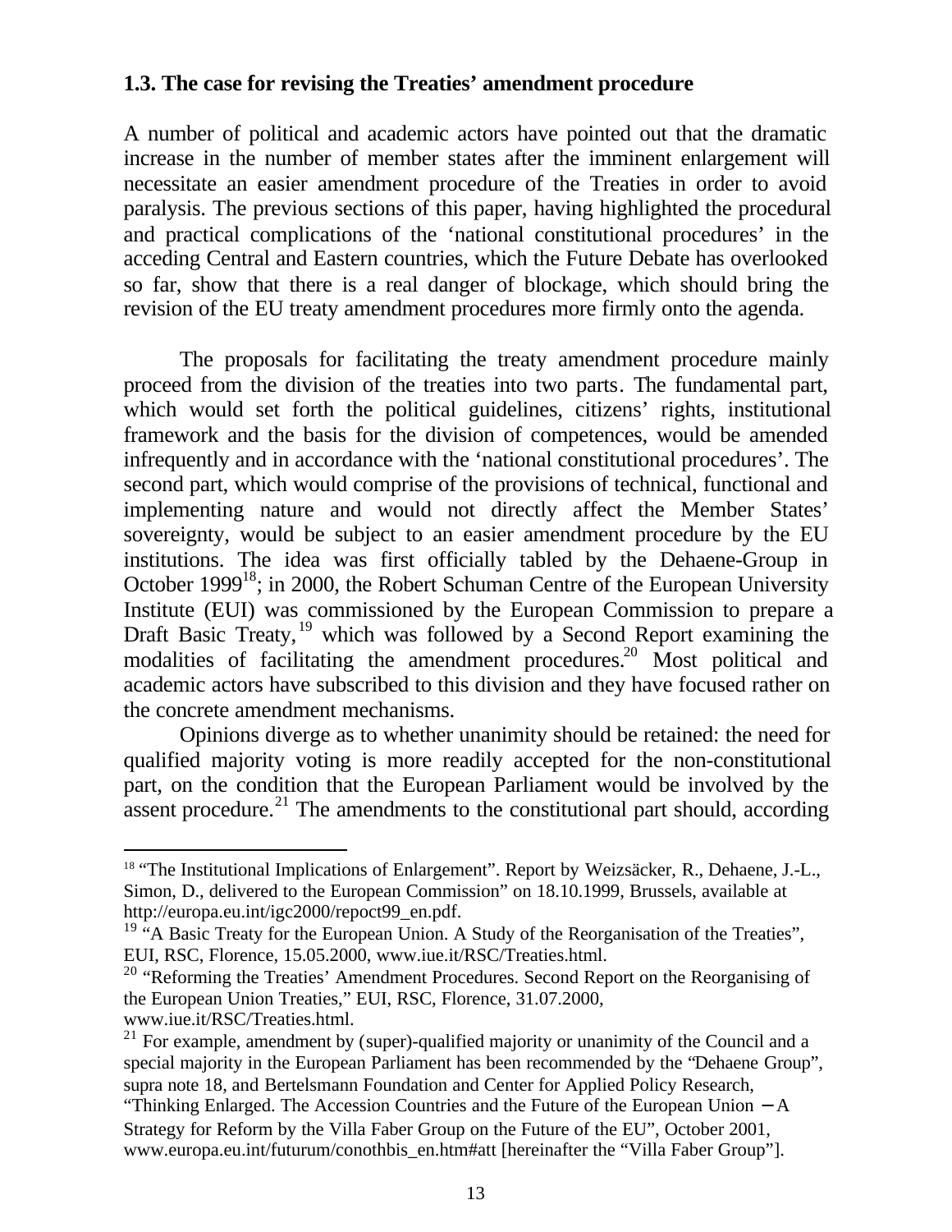### 1.3. The case for revising the Treaties' amendment procedure

A number of political and academic actors have pointed out that the dramatic increase in the number of member states after the imminent enlargement will necessitate an easier amendment procedure of the Treaties in order to avoid paralysis. The previous sections of this paper, having highlighted the procedural and practical complications of the 'national constitutional procedures' in the acceding Central and Eastern countries, which the Future Debate has overlooked so far, show that there is a real danger of blockage, which should bring the revision of the EU treaty amendment procedures more firmly onto the agenda.

The proposals for facilitating the treaty amendment procedure mainly proceed from the division of the treaties into two parts. The fundamental part, which would set forth the political guidelines, citizens' rights, institutional framework and the basis for the division of competences, would be amended infrequently and in accordance with the 'national constitutional procedures'. The second part, which would comprise of the provisions of technical, functional and implementing nature and would not directly affect the Member States' sovereignty, would be subject to an easier amendment procedure by the EU institutions. The idea was first officially tabled by the Dehaene-Group in October 1999[18]; in 2000, the Robert Schuman Centre of the European University Institute (EUI) was commissioned by the European Commission to prepare a Draft Basic Treaty,[19] which was followed by a Second Report examining the modalities of facilitating the amendment procedures.[20] Most political and academic actors have subscribed to this division and they have focused rather on the concrete amendment mechanisms.

Opinions diverge as to whether unanimity should be retained: the need for qualified majority voting is more readily accepted for the non-constitutional part, on the condition that the European Parliament would be involved by the assent procedure.[21] The amendments to the constitutional part should, according

---

[18] "The Institutional Implications of Enlargement". Report by Weizsäcker, R., Dehaene, J.-L., Simon, D., delivered to the European Commission" on 18.10.1999, Brussels, available at http://europa.eu.int/igc2000/repoct99_en.pdf.

[19] "A Basic Treaty for the European Union. A Study of the Reorganisation of the Treaties", EUI, RSC, Florence, 15.05.2000, www.iue.it/RSC/Treaties.html.

[20] "Reforming the Treaties' Amendment Procedures. Second Report on the Reorganising of the European Union Treaties," EUI, RSC, Florence, 31.07.2000, www.iue.it/RSC/Treaties.html.

[21] For example, amendment by (super)-qualified majority or unanimity of the Council and a special majority in the European Parliament has been recommended by the "Dehaene Group", supra note 18, and Bertelsmann Foundation and Center for Applied Policy Research, "Thinking Enlarged. The Accession Countries and the Future of the European Union – A Strategy for Reform by the Villa Faber Group on the Future of the EU", October 2001, www.europa.eu.int/futurum/conothbis_en.htm#att [hereinafter the "Villa Faber Group"].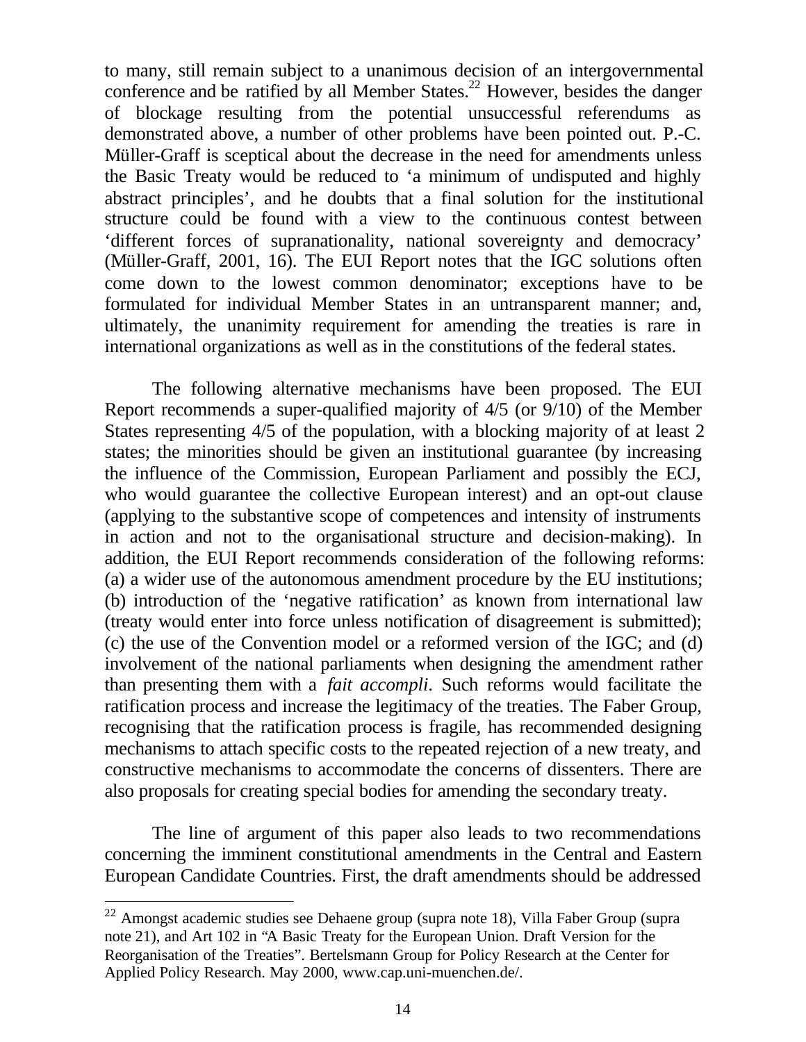to many, still remain subject to a unanimous decision of an intergovernmental conference and be ratified by all Member States.[22] However, besides the danger of blockage resulting from the potential unsuccessful referendums as demonstrated above, a number of other problems have been pointed out. P.-C. Müller-Graff is sceptical about the decrease in the need for amendments unless the Basic Treaty would be reduced to 'a minimum of undisputed and highly abstract principles', and he doubts that a final solution for the institutional structure could be found with a view to the continuous contest between 'different forces of supranationality, national sovereignty and democracy' (Müller-Graff, 2001, 16). The EUI Report notes that the IGC solutions often come down to the lowest common denominator; exceptions have to be formulated for individual Member States in an untransparent manner; and, ultimately, the unanimity requirement for amending the treaties is rare in international organizations as well as in the constitutions of the federal states.

The following alternative mechanisms have been proposed. The EUI Report recommends a super-qualified majority of 4/5 (or 9/10) of the Member States representing 4/5 of the population, with a blocking majority of at least 2 states; the minorities should be given an institutional guarantee (by increasing the influence of the Commission, European Parliament and possibly the ECJ, who would guarantee the collective European interest) and an opt-out clause (applying to the substantive scope of competences and intensity of instruments in action and not to the organisational structure and decision-making). In addition, the EUI Report recommends consideration of the following reforms: (a) a wider use of the autonomous amendment procedure by the EU institutions; (b) introduction of the 'negative ratification' as known from international law (treaty would enter into force unless notification of disagreement is submitted); (c) the use of the Convention model or a reformed version of the IGC; and (d) involvement of the national parliaments when designing the amendment rather than presenting them with a *fait accompli*. Such reforms would facilitate the ratification process and increase the legitimacy of the treaties. The Faber Group, recognising that the ratification process is fragile, has recommended designing mechanisms to attach specific costs to the repeated rejection of a new treaty, and constructive mechanisms to accommodate the concerns of dissenters. There are also proposals for creating special bodies for amending the secondary treaty.

The line of argument of this paper also leads to two recommendations concerning the imminent constitutional amendments in the Central and Eastern European Candidate Countries. First, the draft amendments should be addressed

---

[22] Amongst academic studies see Dehaene group (supra note 18), Villa Faber Group (supra note 21), and Art 102 in "A Basic Treaty for the European Union. Draft Version for the Reorganisation of the Treaties". Bertelsmann Group for Policy Research at the Center for Applied Policy Research. May 2000, www.cap.uni-muenchen.de/.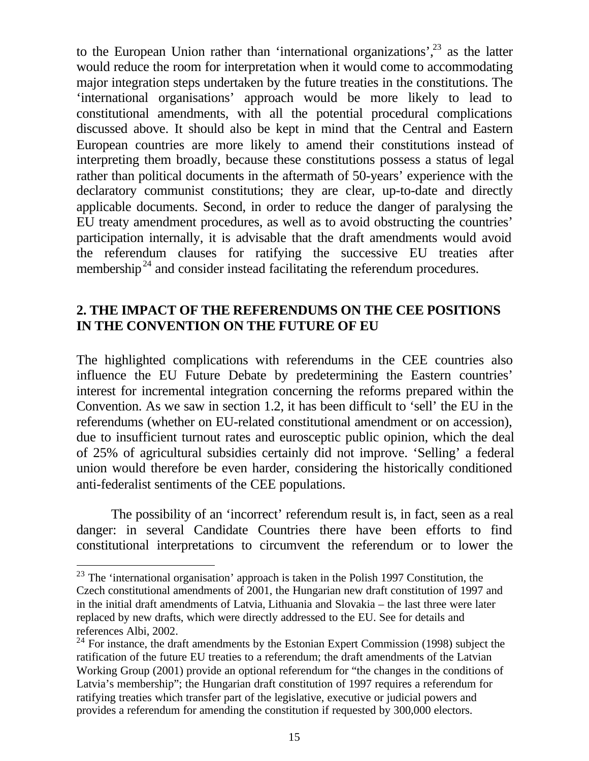to the European Union rather than 'international organizations',[23] as the latter would reduce the room for interpretation when it would come to accommodating major integration steps undertaken by the future treaties in the constitutions. The 'international organisations' approach would be more likely to lead to constitutional amendments, with all the potential procedural complications discussed above. It should also be kept in mind that the Central and Eastern European countries are more likely to amend their constitutions instead of interpreting them broadly, because these constitutions possess a status of legal rather than political documents in the aftermath of 50-years' experience with the declaratory communist constitutions; they are clear, up-to-date and directly applicable documents. Second, in order to reduce the danger of paralysing the EU treaty amendment procedures, as well as to avoid obstructing the countries' participation internally, it is advisable that the draft amendments would avoid the referendum clauses for ratifying the successive EU treaties after membership[24] and consider instead facilitating the referendum procedures.

## 2. THE IMPACT OF THE REFERENDUMS ON THE CEE POSITIONS IN THE CONVENTION ON THE FUTURE OF EU

The highlighted complications with referendums in the CEE countries also influence the EU Future Debate by predetermining the Eastern countries' interest for incremental integration concerning the reforms prepared within the Convention. As we saw in section 1.2, it has been difficult to 'sell' the EU in the referendums (whether on EU-related constitutional amendment or on accession), due to insufficient turnout rates and eurosceptic public opinion, which the deal of 25% of agricultural subsidies certainly did not improve. 'Selling' a federal union would therefore be even harder, considering the historically conditioned anti-federalist sentiments of the CEE populations.

The possibility of an 'incorrect' referendum result is, in fact, seen as a real danger: in several Candidate Countries there have been efforts to find constitutional interpretations to circumvent the referendum or to lower the

[23] The 'international organisation' approach is taken in the Polish 1997 Constitution, the Czech constitutional amendments of 2001, the Hungarian new draft constitution of 1997 and in the initial draft amendments of Latvia, Lithuania and Slovakia – the last three were later replaced by new drafts, which were directly addressed to the EU. See for details and references Albi, 2002.

[24] For instance, the draft amendments by the Estonian Expert Commission (1998) subject the ratification of the future EU treaties to a referendum; the draft amendments of the Latvian Working Group (2001) provide an optional referendum for "the changes in the conditions of Latvia's membership"; the Hungarian draft constitution of 1997 requires a referendum for ratifying treaties which transfer part of the legislative, executive or judicial powers and provides a referendum for amending the constitution if requested by 300,000 electors.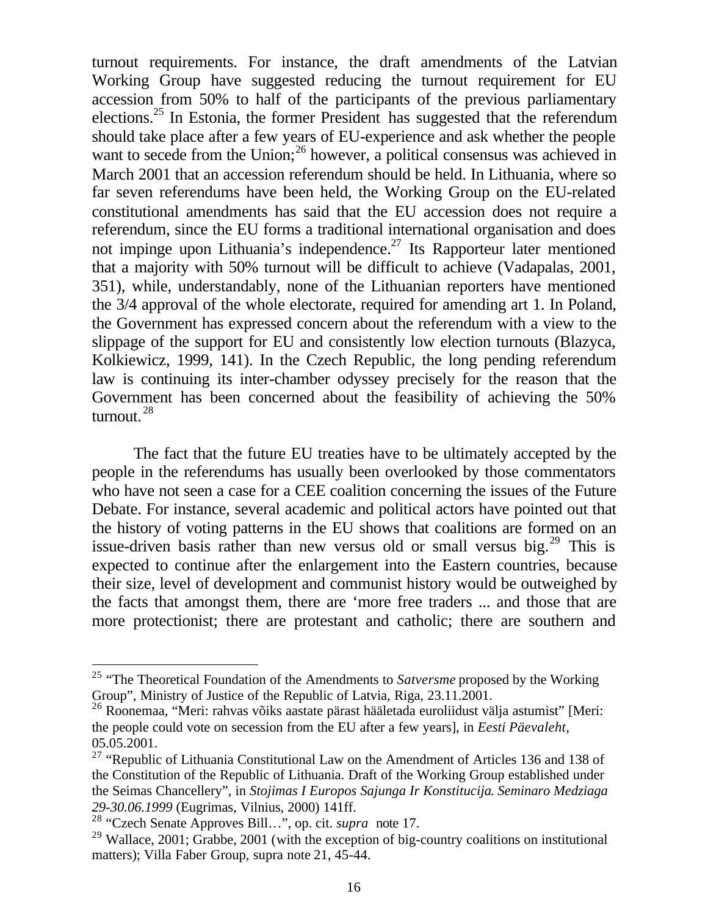turnout requirements. For instance, the draft amendments of the Latvian Working Group have suggested reducing the turnout requirement for EU accession from 50% to half of the participants of the previous parliamentary elections.[25] In Estonia, the former President has suggested that the referendum should take place after a few years of EU-experience and ask whether the people want to secede from the Union;[26] however, a political consensus was achieved in March 2001 that an accession referendum should be held. In Lithuania, where so far seven referendums have been held, the Working Group on the EU-related constitutional amendments has said that the EU accession does not require a referendum, since the EU forms a traditional international organisation and does not impinge upon Lithuania's independence.[27] Its Rapporteur later mentioned that a majority with 50% turnout will be difficult to achieve (Vadapalas, 2001, 351), while, understandably, none of the Lithuanian reporters have mentioned the 3/4 approval of the whole electorate, required for amending art 1. In Poland, the Government has expressed concern about the referendum with a view to the slippage of the support for EU and consistently low election turnouts (Blazyca, Kolkiewicz, 1999, 141). In the Czech Republic, the long pending referendum law is continuing its inter-chamber odyssey precisely for the reason that the Government has been concerned about the feasibility of achieving the 50% turnout.[28]

The fact that the future EU treaties have to be ultimately accepted by the people in the referendums has usually been overlooked by those commentators who have not seen a case for a CEE coalition concerning the issues of the Future Debate. For instance, several academic and political actors have pointed out that the history of voting patterns in the EU shows that coalitions are formed on an issue-driven basis rather than new versus old or small versus big.[29] This is expected to continue after the enlargement into the Eastern countries, because their size, level of development and communist history would be outweighed by the facts that amongst them, there are 'more free traders ... and those that are more protectionist; there are protestant and catholic; there are southern and

---

[25] "The Theoretical Foundation of the Amendments to *Satversme* proposed by the Working Group", Ministry of Justice of the Republic of Latvia, Riga, 23.11.2001.

[26] Roonemaa, "Meri: rahvas võiks aastate pärast hääletada euroliidust välja astumist" [Meri: the people could vote on secession from the EU after a few years], in *Eesti Päevaleht*, 05.05.2001.

[27] "Republic of Lithuania Constitutional Law on the Amendment of Articles 136 and 138 of the Constitution of the Republic of Lithuania. Draft of the Working Group established under the Seimas Chancellery", in *Stojimas I Europos Sajunga Ir Konstitucija. Seminaro Medziaga 29-30.06.1999* (Eugrimas, Vilnius, 2000) 141ff.

[28] "Czech Senate Approves Bill…", op. cit. *supra* note 17.

[29] Wallace, 2001; Grabbe, 2001 (with the exception of big-country coalitions on institutional matters); Villa Faber Group, supra note 21, 45-44.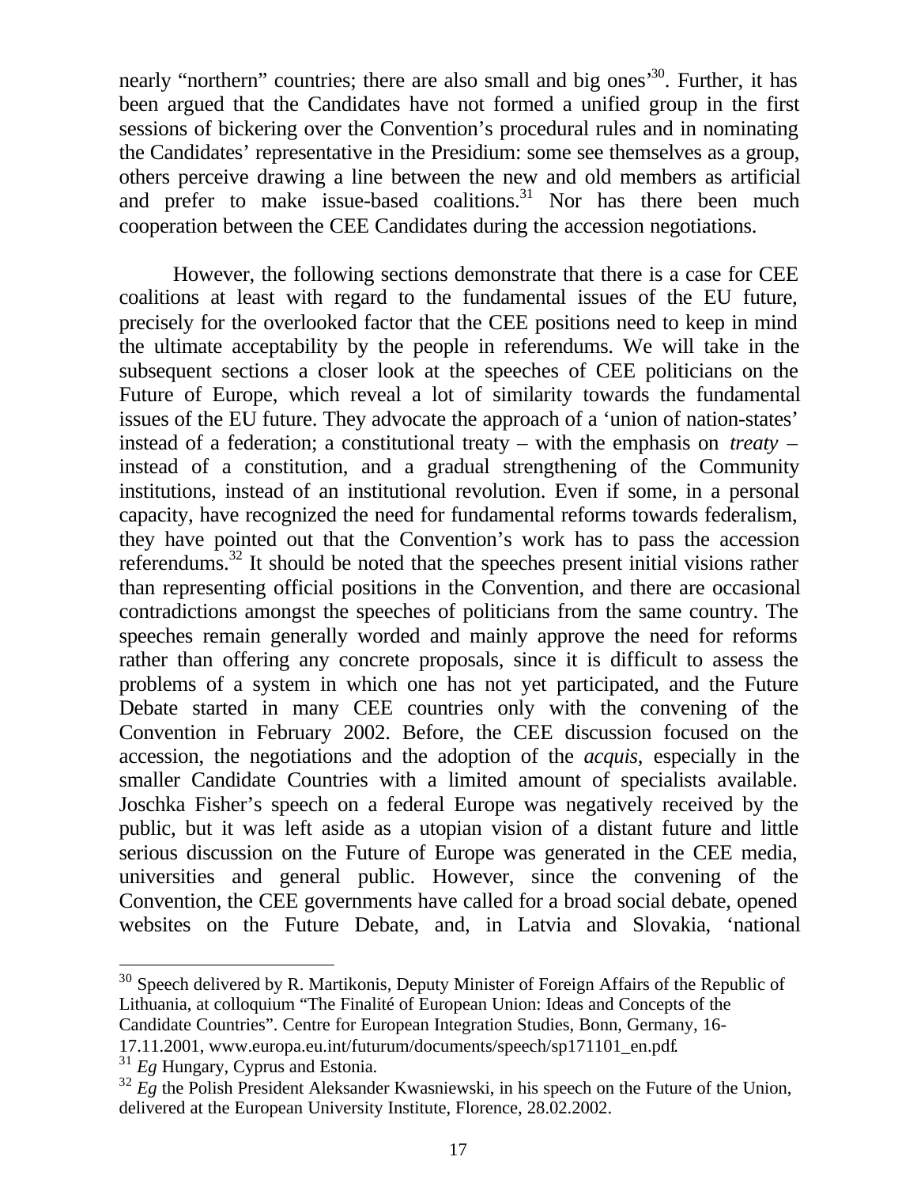nearly "northern" countries; there are also small and big ones'[30]. Further, it has been argued that the Candidates have not formed a unified group in the first sessions of bickering over the Convention's procedural rules and in nominating the Candidates' representative in the Presidium: some see themselves as a group, others perceive drawing a line between the new and old members as artificial and prefer to make issue-based coalitions.[31] Nor has there been much cooperation between the CEE Candidates during the accession negotiations.

However, the following sections demonstrate that there is a case for CEE coalitions at least with regard to the fundamental issues of the EU future, precisely for the overlooked factor that the CEE positions need to keep in mind the ultimate acceptability by the people in referendums. We will take in the subsequent sections a closer look at the speeches of CEE politicians on the Future of Europe, which reveal a lot of similarity towards the fundamental issues of the EU future. They advocate the approach of a 'union of nation-states' instead of a federation; a constitutional treaty – with the emphasis on *treaty* – instead of a constitution, and a gradual strengthening of the Community institutions, instead of an institutional revolution. Even if some, in a personal capacity, have recognized the need for fundamental reforms towards federalism, they have pointed out that the Convention's work has to pass the accession referendums.[32] It should be noted that the speeches present initial visions rather than representing official positions in the Convention, and there are occasional contradictions amongst the speeches of politicians from the same country. The speeches remain generally worded and mainly approve the need for reforms rather than offering any concrete proposals, since it is difficult to assess the problems of a system in which one has not yet participated, and the Future Debate started in many CEE countries only with the convening of the Convention in February 2002. Before, the CEE discussion focused on the accession, the negotiations and the adoption of the *acquis*, especially in the smaller Candidate Countries with a limited amount of specialists available. Joschka Fisher's speech on a federal Europe was negatively received by the public, but it was left aside as a utopian vision of a distant future and little serious discussion on the Future of Europe was generated in the CEE media, universities and general public. However, since the convening of the Convention, the CEE governments have called for a broad social debate, opened websites on the Future Debate, and, in Latvia and Slovakia, 'national

---

[30] Speech delivered by R. Martikonis, Deputy Minister of Foreign Affairs of the Republic of Lithuania, at colloquium "The Finalité of European Union: Ideas and Concepts of the Candidate Countries". Centre for European Integration Studies, Bonn, Germany, 16-17.11.2001, www.europa.eu.int/futurum/documents/speech/sp171101_en.pdf.

[31] *Eg* Hungary, Cyprus and Estonia.

[32] *Eg* the Polish President Aleksander Kwasniewski, in his speech on the Future of the Union, delivered at the European University Institute, Florence, 28.02.2002.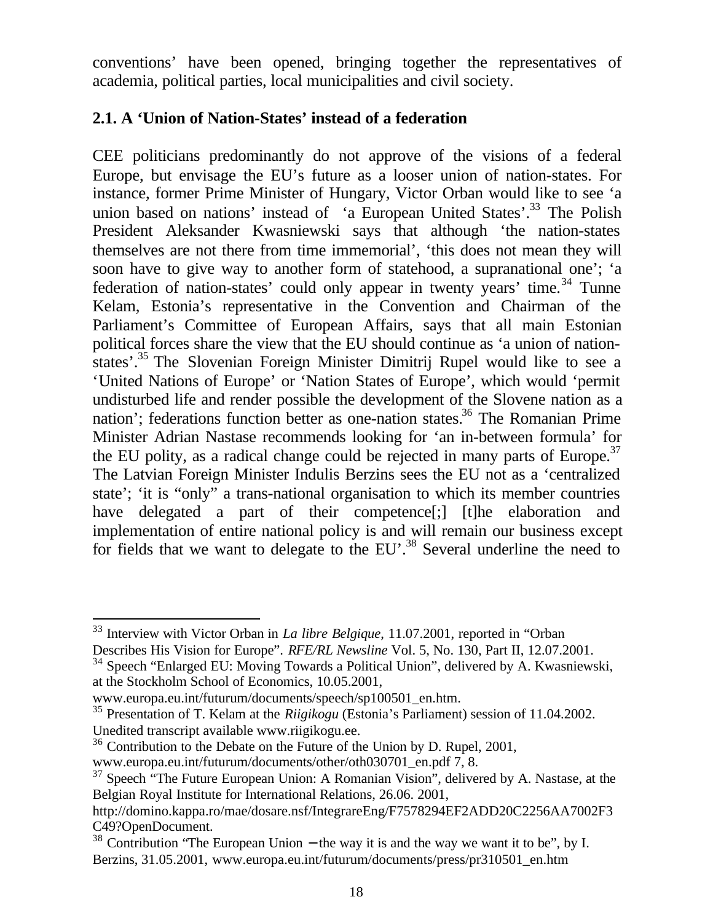conventions' have been opened, bringing together the representatives of academia, political parties, local municipalities and civil society.

### 2.1. A 'Union of Nation-States' instead of a federation

CEE politicians predominantly do not approve of the visions of a federal Europe, but envisage the EU's future as a looser union of nation-states. For instance, former Prime Minister of Hungary, Victor Orban would like to see 'a union based on nations' instead of 'a European United States'.[33] The Polish President Aleksander Kwasniewski says that although 'the nation-states themselves are not there from time immemorial', 'this does not mean they will soon have to give way to another form of statehood, a supranational one'; 'a federation of nation-states' could only appear in twenty years' time.[34] Tunne Kelam, Estonia's representative in the Convention and Chairman of the Parliament's Committee of European Affairs, says that all main Estonian political forces share the view that the EU should continue as 'a union of nation-states'.[35] The Slovenian Foreign Minister Dimitrij Rupel would like to see a 'United Nations of Europe' or 'Nation States of Europe', which would 'permit undisturbed life and render possible the development of the Slovene nation as a nation'; federations function better as one-nation states.[36] The Romanian Prime Minister Adrian Nastase recommends looking for 'an in-between formula' for the EU polity, as a radical change could be rejected in many parts of Europe.[37] The Latvian Foreign Minister Indulis Berzins sees the EU not as a 'centralized state'; 'it is "only" a trans-national organisation to which its member countries have delegated a part of their competence[;] [t]he elaboration and implementation of entire national policy is and will remain our business except for fields that we want to delegate to the EU'.[38] Several underline the need to

---

[33] Interview with Victor Orban in *La libre Belgique*, 11.07.2001, reported in "Orban Describes His Vision for Europe". *RFE/RL Newsline* Vol. 5, No. 130, Part II, 12.07.2001.

[34] Speech "Enlarged EU: Moving Towards a Political Union", delivered by A. Kwasniewski, at the Stockholm School of Economics, 10.05.2001, www.europa.eu.int/futurum/documents/speech/sp100501_en.htm.

[35] Presentation of T. Kelam at the *Riigikogu* (Estonia's Parliament) session of 11.04.2002. Unedited transcript available www.riigikogu.ee.

[36] Contribution to the Debate on the Future of the Union by D. Rupel, 2001, www.europa.eu.int/futurum/documents/other/oth030701_en.pdf 7, 8.

[37] Speech "The Future European Union: A Romanian Vision", delivered by A. Nastase, at the Belgian Royal Institute for International Relations, 26.06. 2001, http://domino.kappa.ro/mae/dosare.nsf/IntegrareEng/F7578294EF2ADD20C2256AA7002F3C49?OpenDocument.

[38] Contribution "The European Union – the way it is and the way we want it to be", by I. Berzins, 31.05.2001, www.europa.eu.int/futurum/documents/press/pr310501_en.htm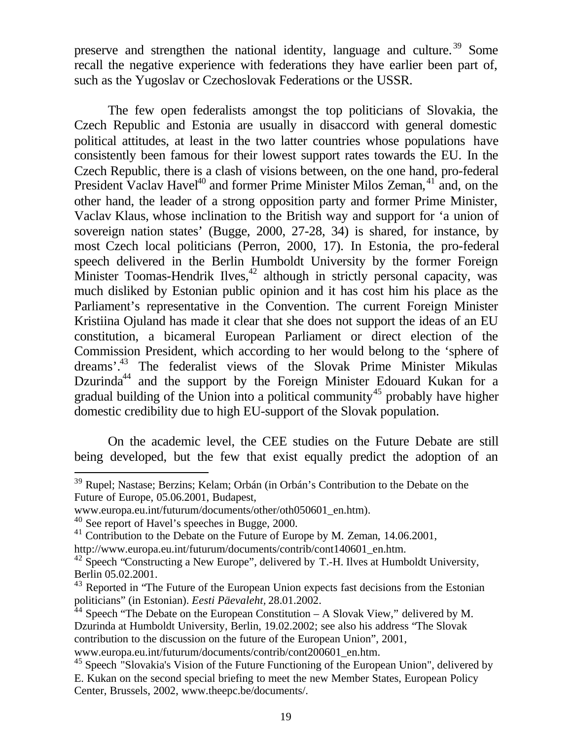preserve and strengthen the national identity, language and culture.[39] Some recall the negative experience with federations they have earlier been part of, such as the Yugoslav or Czechoslovak Federations or the USSR.

The few open federalists amongst the top politicians of Slovakia, the Czech Republic and Estonia are usually in disaccord with general domestic political attitudes, at least in the two latter countries whose populations have consistently been famous for their lowest support rates towards the EU. In the Czech Republic, there is a clash of visions between, on the one hand, pro-federal President Vaclav Havel[40] and former Prime Minister Milos Zeman,[41] and, on the other hand, the leader of a strong opposition party and former Prime Minister, Vaclav Klaus, whose inclination to the British way and support for 'a union of sovereign nation states' (Bugge, 2000, 27-28, 34) is shared, for instance, by most Czech local politicians (Perron, 2000, 17). In Estonia, the pro-federal speech delivered in the Berlin Humboldt University by the former Foreign Minister Toomas-Hendrik Ilves,[42] although in strictly personal capacity, was much disliked by Estonian public opinion and it has cost him his place as the Parliament's representative in the Convention. The current Foreign Minister Kristiina Ojuland has made it clear that she does not support the ideas of an EU constitution, a bicameral European Parliament or direct election of the Commission President, which according to her would belong to the 'sphere of dreams'.[43] The federalist views of the Slovak Prime Minister Mikulas Dzurinda[44] and the support by the Foreign Minister Edouard Kukan for a gradual building of the Union into a political community[45] probably have higher domestic credibility due to high EU-support of the Slovak population.

On the academic level, the CEE studies on the Future Debate are still being developed, but the few that exist equally predict the adoption of an

---

[39] Rupel; Nastase; Berzins; Kelam; Orbán (in Orbán's Contribution to the Debate on the Future of Europe, 05.06.2001, Budapest, www.europa.eu.int/futurum/documents/other/oth050601_en.htm).

[40] See report of Havel's speeches in Bugge, 2000.

[41] Contribution to the Debate on the Future of Europe by M. Zeman, 14.06.2001, http://www.europa.eu.int/futurum/documents/contrib/cont140601_en.htm.

[42] Speech "Constructing a New Europe", delivered by T.-H. Ilves at Humboldt University, Berlin 05.02.2001.

[43] Reported in "The Future of the European Union expects fast decisions from the Estonian politicians" (in Estonian). *Eesti Päevaleht*, 28.01.2002.

[44] Speech "The Debate on the European Constitution – A Slovak View," delivered by M. Dzurinda at Humboldt University, Berlin, 19.02.2002; see also his address "The Slovak contribution to the discussion on the future of the European Union", 2001, www.europa.eu.int/futurum/documents/contrib/cont200601_en.htm.

[45] Speech "Slovakia's Vision of the Future Functioning of the European Union", delivered by E. Kukan on the second special briefing to meet the new Member States, European Policy Center, Brussels, 2002, www.theepc.be/documents/.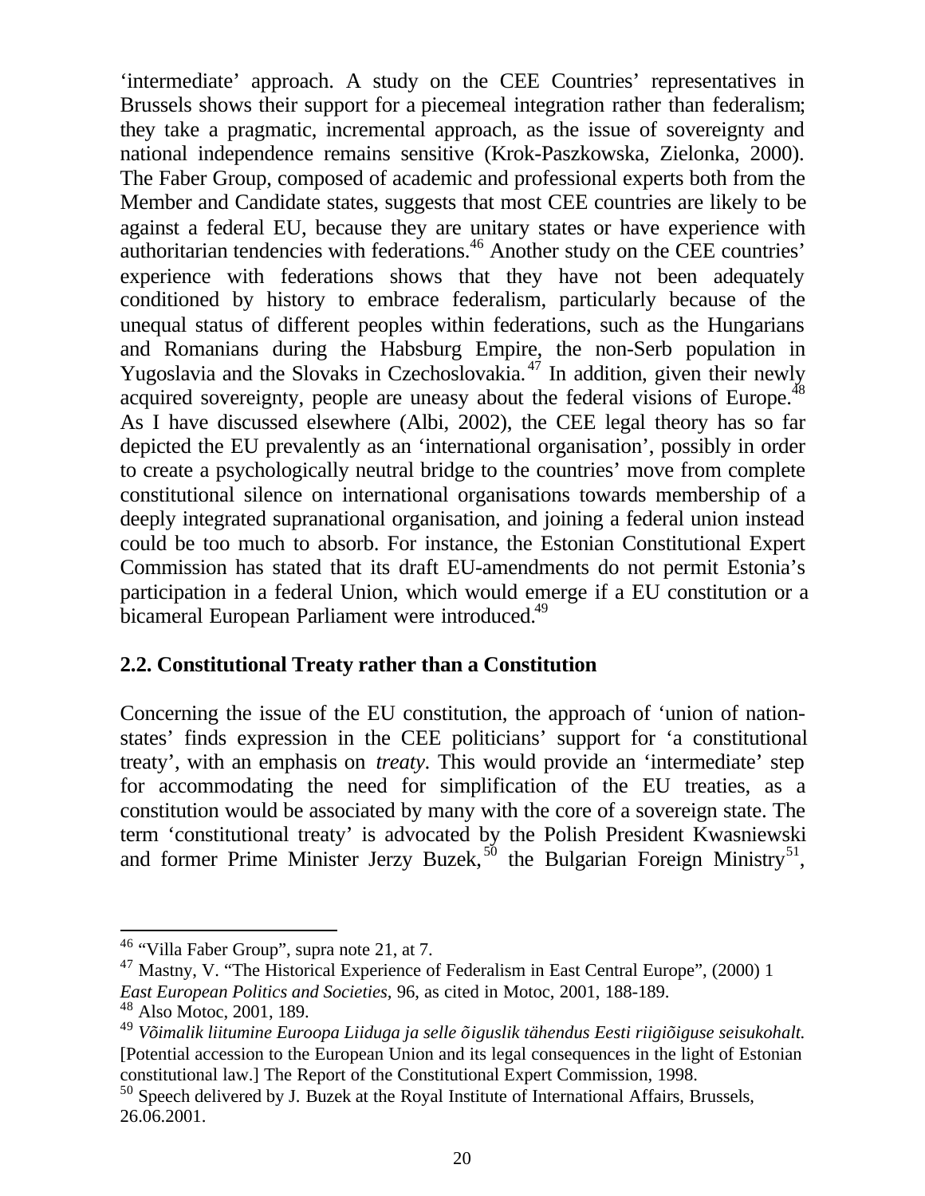'intermediate' approach. A study on the CEE Countries' representatives in Brussels shows their support for a piecemeal integration rather than federalism; they take a pragmatic, incremental approach, as the issue of sovereignty and national independence remains sensitive (Krok-Paszkowska, Zielonka, 2000). The Faber Group, composed of academic and professional experts both from the Member and Candidate states, suggests that most CEE countries are likely to be against a federal EU, because they are unitary states or have experience with authoritarian tendencies with federations.[46] Another study on the CEE countries' experience with federations shows that they have not been adequately conditioned by history to embrace federalism, particularly because of the unequal status of different peoples within federations, such as the Hungarians and Romanians during the Habsburg Empire, the non-Serb population in Yugoslavia and the Slovaks in Czechoslovakia.[47] In addition, given their newly acquired sovereignty, people are uneasy about the federal visions of Europe.[48] As I have discussed elsewhere (Albi, 2002), the CEE legal theory has so far depicted the EU prevalently as an 'international organisation', possibly in order to create a psychologically neutral bridge to the countries' move from complete constitutional silence on international organisations towards membership of a deeply integrated supranational organisation, and joining a federal union instead could be too much to absorb. For instance, the Estonian Constitutional Expert Commission has stated that its draft EU-amendments do not permit Estonia's participation in a federal Union, which would emerge if a EU constitution or a bicameral European Parliament were introduced.[49]

## 2.2. Constitutional Treaty rather than a Constitution

Concerning the issue of the EU constitution, the approach of 'union of nation-states' finds expression in the CEE politicians' support for 'a constitutional treaty', with an emphasis on *treaty*. This would provide an 'intermediate' step for accommodating the need for simplification of the EU treaties, as a constitution would be associated by many with the core of a sovereign state. The term 'constitutional treaty' is advocated by the Polish President Kwasniewski and former Prime Minister Jerzy Buzek,[50] the Bulgarian Foreign Ministry[51],

---

[46] "Villa Faber Group", supra note 21, at 7.

[47] Mastny, V. "The Historical Experience of Federalism in East Central Europe", (2000) 1 *East European Politics and Societies*, 96, as cited in Motoc, 2001, 188-189.

[48] Also Motoc, 2001, 189.

[49] *Võimalik liitumine Euroopa Liiduga ja selle õiguslik tähendus Eesti riigiõiguse seisukohalt.* [Potential accession to the European Union and its legal consequences in the light of Estonian constitutional law.] The Report of the Constitutional Expert Commission, 1998.

[50] Speech delivered by J. Buzek at the Royal Institute of International Affairs, Brussels, 26.06.2001.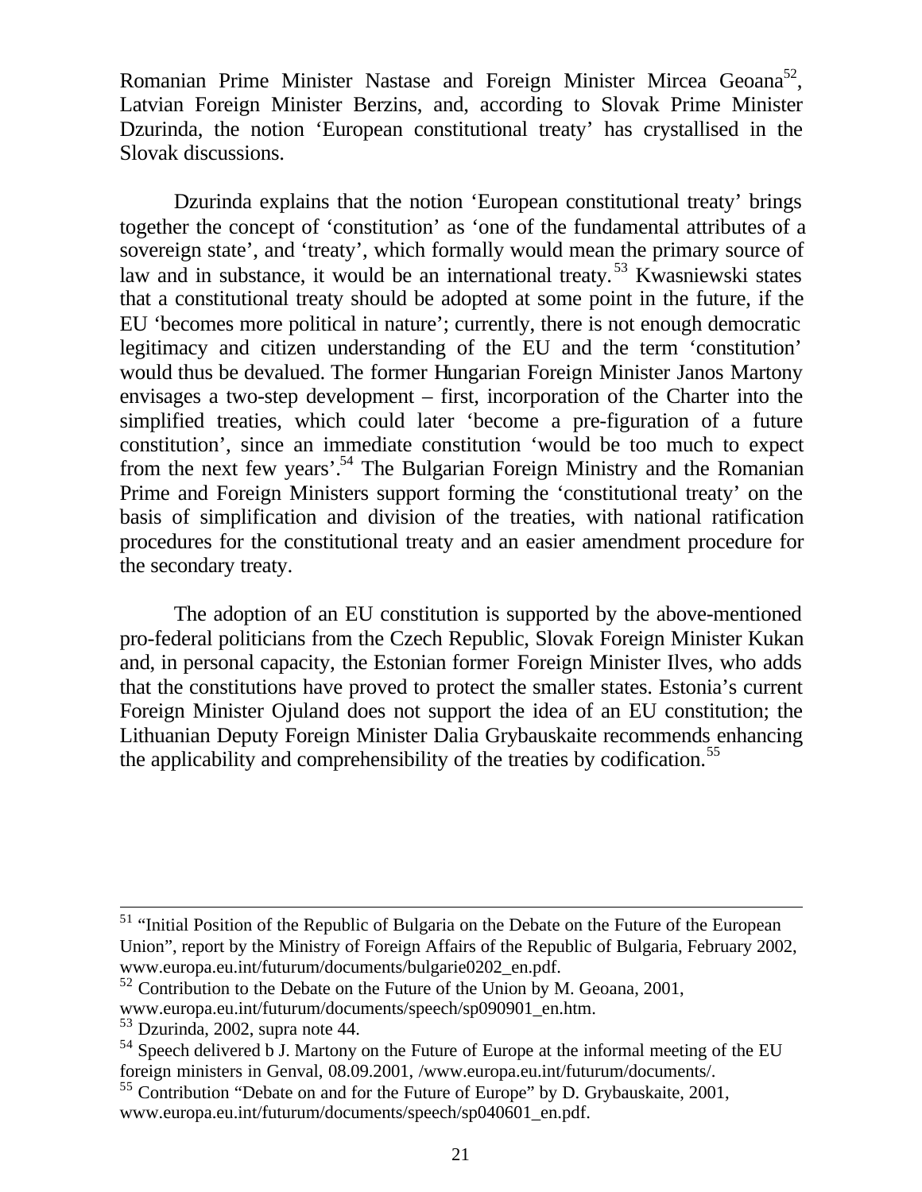Romanian Prime Minister Nastase and Foreign Minister Mircea Geoana[52], Latvian Foreign Minister Berzins, and, according to Slovak Prime Minister Dzurinda, the notion 'European constitutional treaty' has crystallised in the Slovak discussions.

Dzurinda explains that the notion 'European constitutional treaty' brings together the concept of 'constitution' as 'one of the fundamental attributes of a sovereign state', and 'treaty', which formally would mean the primary source of law and in substance, it would be an international treaty.[53] Kwasniewski states that a constitutional treaty should be adopted at some point in the future, if the EU 'becomes more political in nature'; currently, there is not enough democratic legitimacy and citizen understanding of the EU and the term 'constitution' would thus be devalued. The former Hungarian Foreign Minister Janos Martony envisages a two-step development – first, incorporation of the Charter into the simplified treaties, which could later 'become a pre-figuration of a future constitution', since an immediate constitution 'would be too much to expect from the next few years'.[54] The Bulgarian Foreign Ministry and the Romanian Prime and Foreign Ministers support forming the 'constitutional treaty' on the basis of simplification and division of the treaties, with national ratification procedures for the constitutional treaty and an easier amendment procedure for the secondary treaty.

The adoption of an EU constitution is supported by the above-mentioned pro-federal politicians from the Czech Republic, Slovak Foreign Minister Kukan and, in personal capacity, the Estonian former Foreign Minister Ilves, who adds that the constitutions have proved to protect the smaller states. Estonia's current Foreign Minister Ojuland does not support the idea of an EU constitution; the Lithuanian Deputy Foreign Minister Dalia Grybauskaite recommends enhancing the applicability and comprehensibility of the treaties by codification.[55]

---

[51] "Initial Position of the Republic of Bulgaria on the Debate on the Future of the European Union", report by the Ministry of Foreign Affairs of the Republic of Bulgaria, February 2002, www.europa.eu.int/futurum/documents/bulgarie0202_en.pdf.

[52] Contribution to the Debate on the Future of the Union by M. Geoana, 2001, www.europa.eu.int/futurum/documents/speech/sp090901_en.htm.

[53] Dzurinda, 2002, supra note 44.

[54] Speech delivered b J. Martony on the Future of Europe at the informal meeting of the EU foreign ministers in Genval, 08.09.2001, /www.europa.eu.int/futurum/documents/.

[55] Contribution "Debate on and for the Future of Europe" by D. Grybauskaite, 2001, www.europa.eu.int/futurum/documents/speech/sp040601_en.pdf.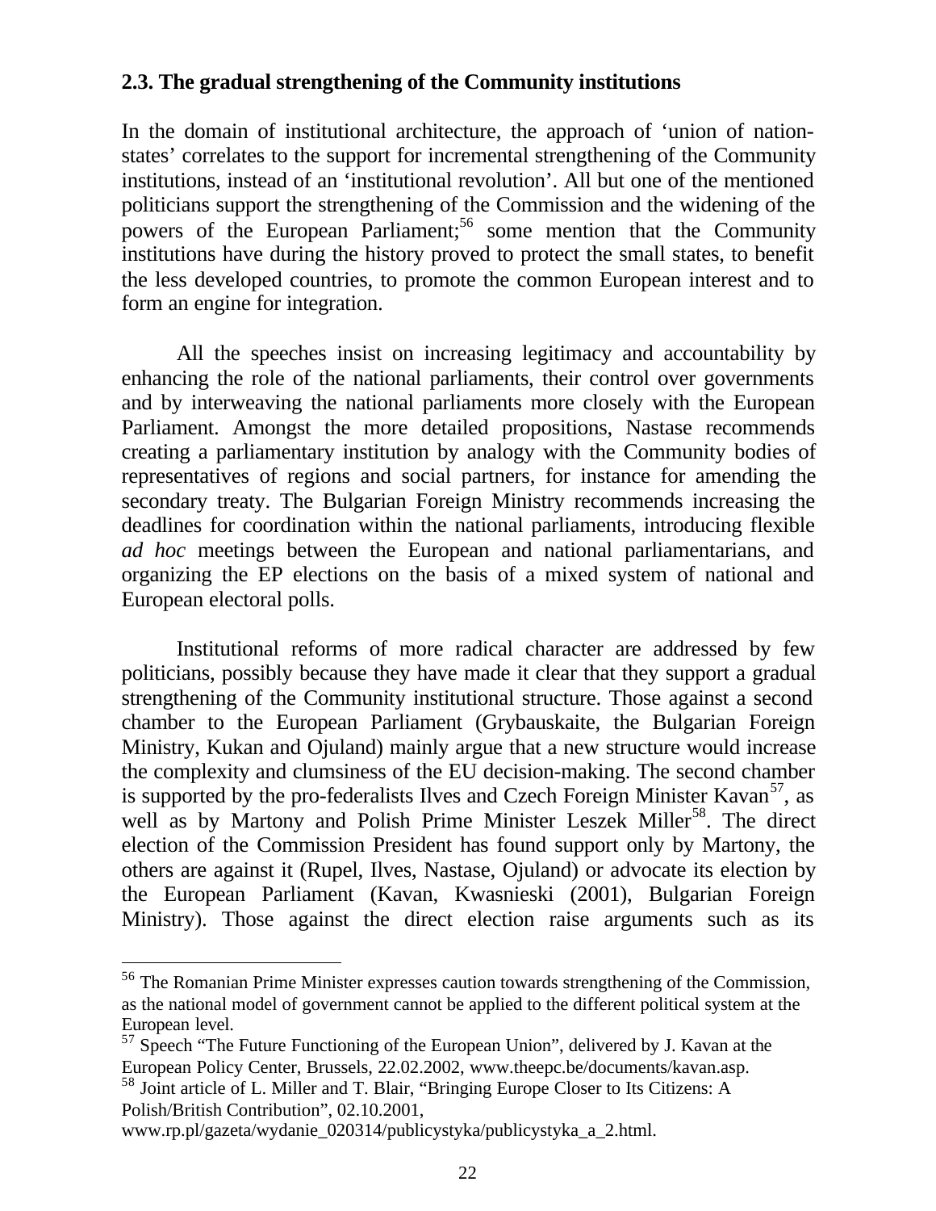### 2.3. The gradual strengthening of the Community institutions

In the domain of institutional architecture, the approach of 'union of nation-states' correlates to the support for incremental strengthening of the Community institutions, instead of an 'institutional revolution'. All but one of the mentioned politicians support the strengthening of the Commission and the widening of the powers of the European Parliament;[56] some mention that the Community institutions have during the history proved to protect the small states, to benefit the less developed countries, to promote the common European interest and to form an engine for integration.

All the speeches insist on increasing legitimacy and accountability by enhancing the role of the national parliaments, their control over governments and by interweaving the national parliaments more closely with the European Parliament. Amongst the more detailed propositions, Nastase recommends creating a parliamentary institution by analogy with the Community bodies of representatives of regions and social partners, for instance for amending the secondary treaty. The Bulgarian Foreign Ministry recommends increasing the deadlines for coordination within the national parliaments, introducing flexible *ad hoc* meetings between the European and national parliamentarians, and organizing the EP elections on the basis of a mixed system of national and European electoral polls.

Institutional reforms of more radical character are addressed by few politicians, possibly because they have made it clear that they support a gradual strengthening of the Community institutional structure. Those against a second chamber to the European Parliament (Grybauskaite, the Bulgarian Foreign Ministry, Kukan and Ojuland) mainly argue that a new structure would increase the complexity and clumsiness of the EU decision-making. The second chamber is supported by the pro-federalists Ilves and Czech Foreign Minister Kavan[57], as well as by Martony and Polish Prime Minister Leszek Miller[58]. The direct election of the Commission President has found support only by Martony, the others are against it (Rupel, Ilves, Nastase, Ojuland) or advocate its election by the European Parliament (Kavan, Kwasnieski (2001), Bulgarian Foreign Ministry). Those against the direct election raise arguments such as its

---

[56] The Romanian Prime Minister expresses caution towards strengthening of the Commission, as the national model of government cannot be applied to the different political system at the European level.

[57] Speech "The Future Functioning of the European Union", delivered by J. Kavan at the European Policy Center, Brussels, 22.02.2002, www.theepc.be/documents/kavan.asp.

[58] Joint article of L. Miller and T. Blair, "Bringing Europe Closer to Its Citizens: A Polish/British Contribution", 02.10.2001, www.rp.pl/gazeta/wydanie_020314/publicystyka/publicystyka_a_2.html.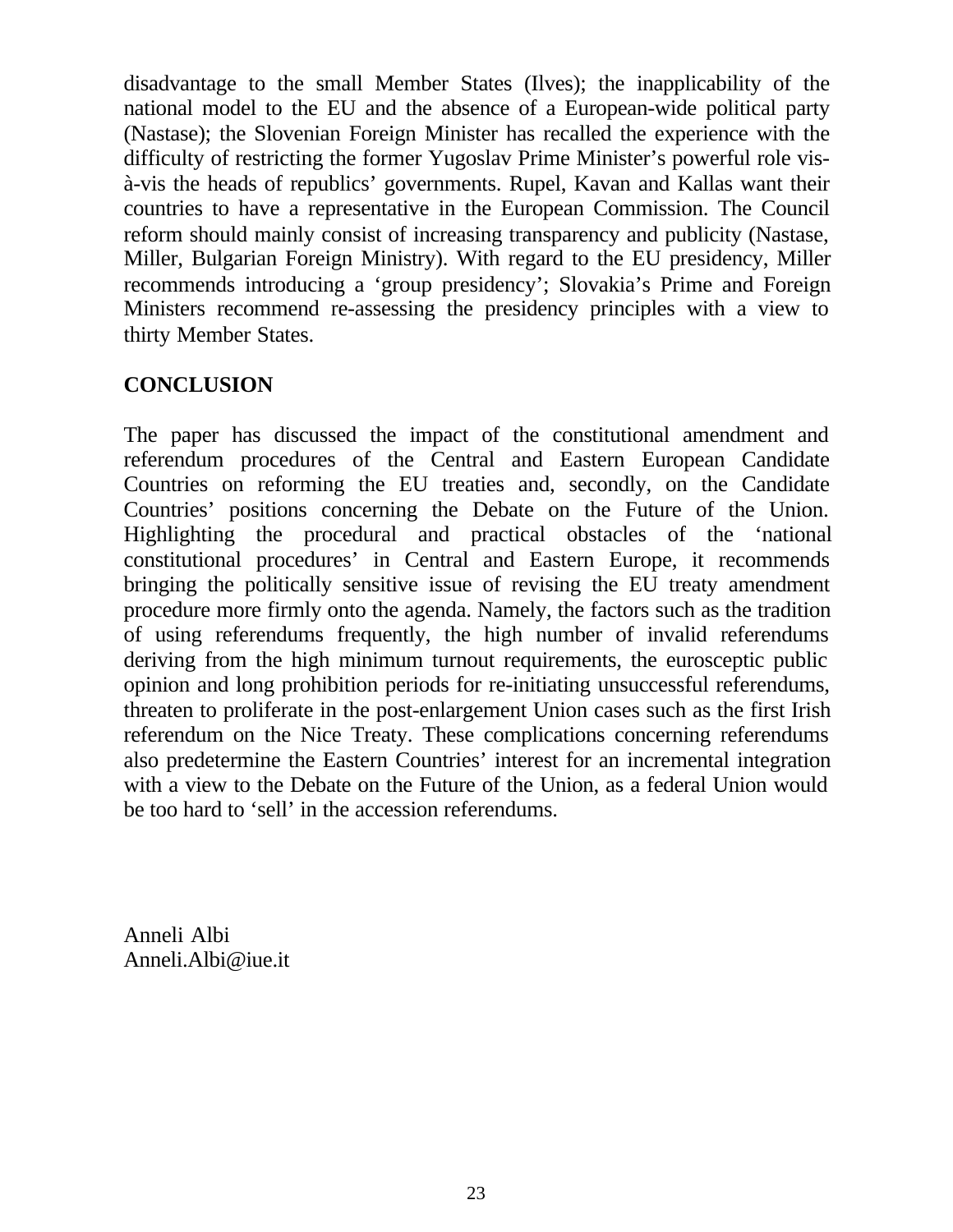disadvantage to the small Member States (Ilves); the inapplicability of the national model to the EU and the absence of a European-wide political party (Nastase); the Slovenian Foreign Minister has recalled the experience with the difficulty of restricting the former Yugoslav Prime Minister's powerful role vis-à-vis the heads of republics' governments. Rupel, Kavan and Kallas want their countries to have a representative in the European Commission. The Council reform should mainly consist of increasing transparency and publicity (Nastase, Miller, Bulgarian Foreign Ministry). With regard to the EU presidency, Miller recommends introducing a 'group presidency'; Slovakia's Prime and Foreign Ministers recommend re-assessing the presidency principles with a view to thirty Member States.

## CONCLUSION

The paper has discussed the impact of the constitutional amendment and referendum procedures of the Central and Eastern European Candidate Countries on reforming the EU treaties and, secondly, on the Candidate Countries' positions concerning the Debate on the Future of the Union. Highlighting the procedural and practical obstacles of the 'national constitutional procedures' in Central and Eastern Europe, it recommends bringing the politically sensitive issue of revising the EU treaty amendment procedure more firmly onto the agenda. Namely, the factors such as the tradition of using referendums frequently, the high number of invalid referendums deriving from the high minimum turnout requirements, the eurosceptic public opinion and long prohibition periods for re-initiating unsuccessful referendums, threaten to proliferate in the post-enlargement Union cases such as the first Irish referendum on the Nice Treaty. These complications concerning referendums also predetermine the Eastern Countries' interest for an incremental integration with a view to the Debate on the Future of the Union, as a federal Union would be too hard to 'sell' in the accession referendums.

Anneli Albi
Anneli.Albi@iue.it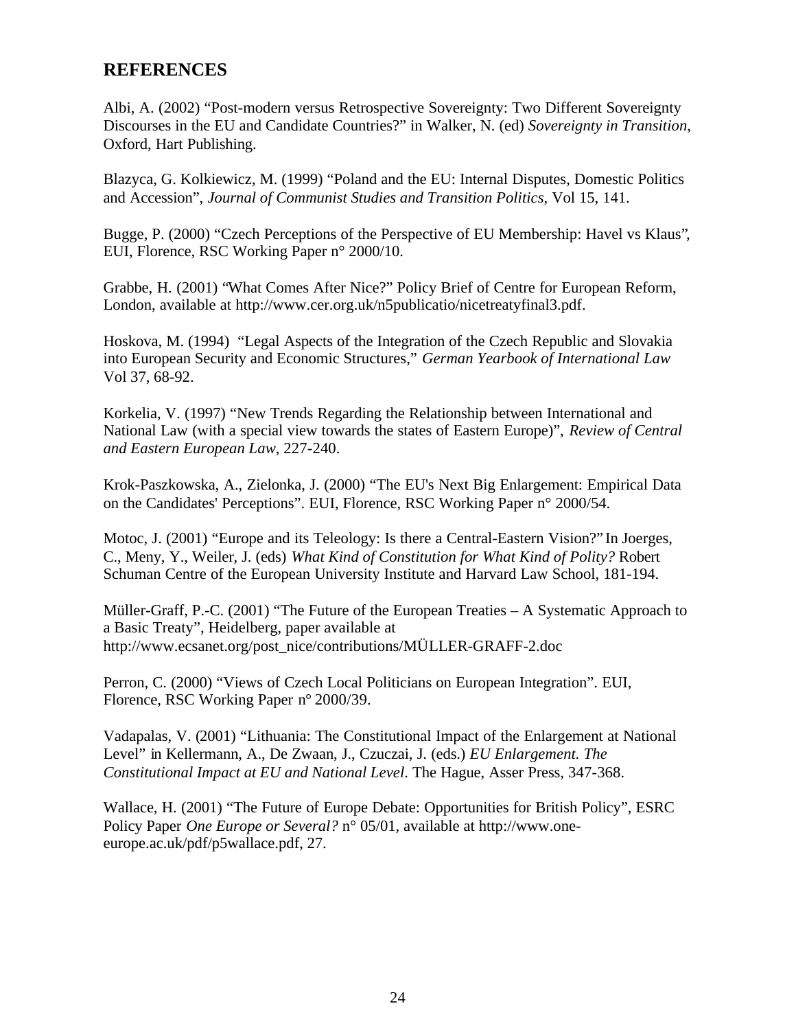## REFERENCES

Albi, A. (2002) "Post-modern versus Retrospective Sovereignty: Two Different Sovereignty Discourses in the EU and Candidate Countries?" in Walker, N. (ed) *Sovereignty in Transition*, Oxford, Hart Publishing.

Blazyca, G. Kolkiewicz, M. (1999) "Poland and the EU: Internal Disputes, Domestic Politics and Accession", *Journal of Communist Studies and Transition Politics*, Vol 15, 141.

Bugge, P. (2000) "Czech Perceptions of the Perspective of EU Membership: Havel vs Klaus", EUI, Florence, RSC Working Paper n° 2000/10.

Grabbe, H. (2001) "What Comes After Nice?" Policy Brief of Centre for European Reform, London, available at http://www.cer.org.uk/n5publicatio/nicetreatyfinal3.pdf.

Hoskova, M. (1994) "Legal Aspects of the Integration of the Czech Republic and Slovakia into European Security and Economic Structures," *German Yearbook of International Law* Vol 37, 68-92.

Korkelia, V. (1997) "New Trends Regarding the Relationship between International and National Law (with a special view towards the states of Eastern Europe)", *Review of Central and Eastern European Law*, 227-240.

Krok-Paszkowska, A., Zielonka, J. (2000) "The EU's Next Big Enlargement: Empirical Data on the Candidates' Perceptions". EUI, Florence, RSC Working Paper n° 2000/54.

Motoc, J. (2001) "Europe and its Teleology: Is there a Central-Eastern Vision?" In Joerges, C., Meny, Y., Weiler, J. (eds) *What Kind of Constitution for What Kind of Polity?* Robert Schuman Centre of the European University Institute and Harvard Law School, 181-194.

Müller-Graff, P.-C. (2001) "The Future of the European Treaties – A Systematic Approach to a Basic Treaty", Heidelberg, paper available at http://www.ecsanet.org/post_nice/contributions/MÜLLER-GRAFF-2.doc

Perron, C. (2000) "Views of Czech Local Politicians on European Integration". EUI, Florence, RSC Working Paper n° 2000/39.

Vadapalas, V. (2001) "Lithuania: The Constitutional Impact of the Enlargement at National Level" in Kellermann, A., De Zwaan, J., Czuczai, J. (eds.) *EU Enlargement. The Constitutional Impact at EU and National Level*. The Hague, Asser Press, 347-368.

Wallace, H. (2001) "The Future of Europe Debate: Opportunities for British Policy", ESRC Policy Paper *One Europe or Several?* n° 05/01, available at http://www.one-europe.ac.uk/pdf/p5wallace.pdf, 27.